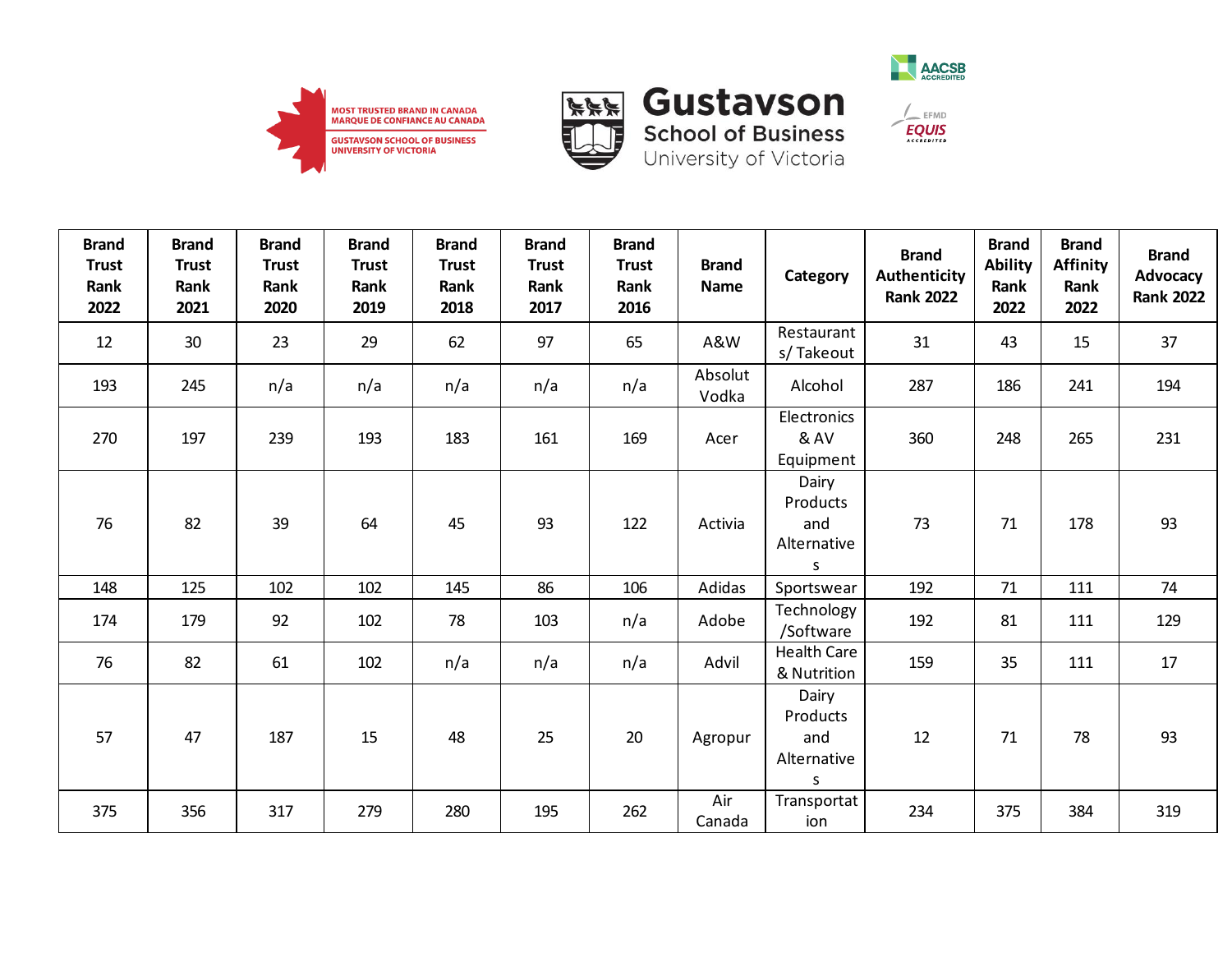MOST TRUSTED BRAND IN CANADA
MARQUE DE CONFIANCE AU CANADA
GUSTAVSON SCHOOL OF BUSINESS
UNIVERSITY OF VICTORIA

Gustavson
School of Business
University of Victoria

AACSB ACCREDITED

EFMD EQUIS ACCREDITED

| Brand Trust Rank 2022 | Brand Trust Rank 2021 | Brand Trust Rank 2020 | Brand Trust Rank 2019 | Brand Trust Rank 2018 | Brand Trust Rank 2017 | Brand Trust Rank 2016 | Brand Name | Category | Brand Authenticity Rank 2022 | Brand Ability Rank 2022 | Brand Affinity Rank 2022 | Brand Advocacy Rank 2022 |
|---|---|---|---|---|---|---|---|---|---|---|---|---|
| 12 | 30 | 23 | 29 | 62 | 97 | 65 | A&W | Restaurants/ Takeout | 31 | 43 | 15 | 37 |
| 193 | 245 | n/a | n/a | n/a | n/a | n/a | Absolut Vodka | Alcohol | 287 | 186 | 241 | 194 |
| 270 | 197 | 239 | 193 | 183 | 161 | 169 | Acer | Electronics & AV Equipment | 360 | 248 | 265 | 231 |
| 76 | 82 | 39 | 64 | 45 | 93 | 122 | Activia | Dairy Products and Alternatives | 73 | 71 | 178 | 93 |
| 148 | 125 | 102 | 102 | 145 | 86 | 106 | Adidas | Sportswear | 192 | 71 | 111 | 74 |
| 174 | 179 | 92 | 102 | 78 | 103 | n/a | Adobe | Technology /Software | 192 | 81 | 111 | 129 |
| 76 | 82 | 61 | 102 | n/a | n/a | n/a | Advil | Health Care & Nutrition | 159 | 35 | 111 | 17 |
| 57 | 47 | 187 | 15 | 48 | 25 | 20 | Agropur | Dairy Products and Alternatives | 12 | 71 | 78 | 93 |
| 375 | 356 | 317 | 279 | 280 | 195 | 262 | Air Canada | Transportation | 234 | 375 | 384 | 319 |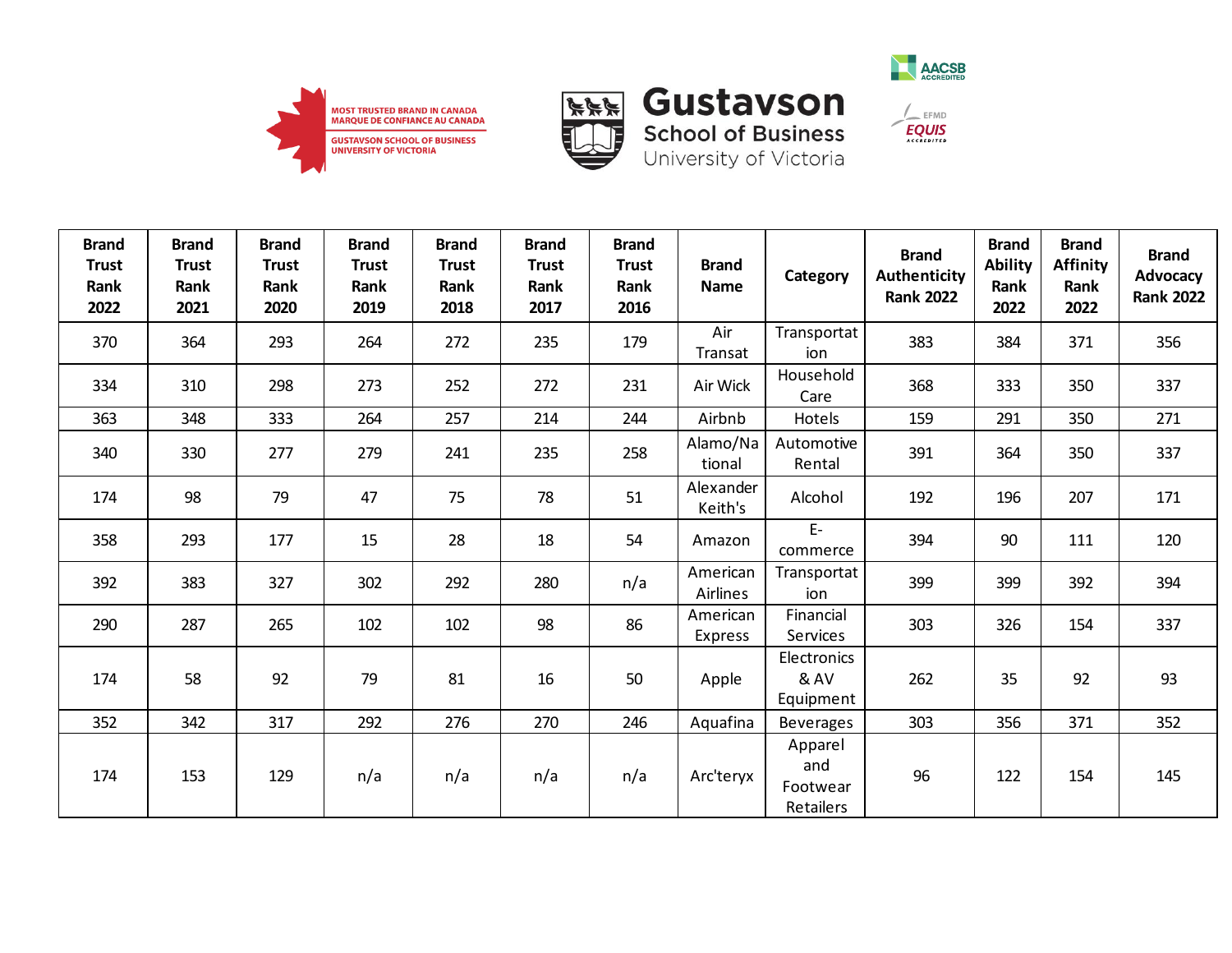MOST TRUSTED BRAND IN CANADA
MARQUE DE CONFIANCE AU CANADA
GUSTAVSON SCHOOL OF BUSINESS
UNIVERSITY OF VICTORIA

**Gustavson**
School of Business
University of Victoria

AACSB ACCREDITED

EFMD EQUIS ACCREDITED

| Brand Trust Rank 2022 | Brand Trust Rank 2021 | Brand Trust Rank 2020 | Brand Trust Rank 2019 | Brand Trust Rank 2018 | Brand Trust Rank 2017 | Brand Trust Rank 2016 | Brand Name | Category | Brand Authenticity Rank 2022 | Brand Ability Rank 2022 | Brand Affinity Rank 2022 | Brand Advocacy Rank 2022 |
|---|---|---|---|---|---|---|---|---|---|---|---|---|
| 370 | 364 | 293 | 264 | 272 | 235 | 179 | Air Transat | Transportation | 383 | 384 | 371 | 356 |
| 334 | 310 | 298 | 273 | 252 | 272 | 231 | Air Wick | Household Care | 368 | 333 | 350 | 337 |
| 363 | 348 | 333 | 264 | 257 | 214 | 244 | Airbnb | Hotels | 159 | 291 | 350 | 271 |
| 340 | 330 | 277 | 279 | 241 | 235 | 258 | Alamo/National | Automotive Rental | 391 | 364 | 350 | 337 |
| 174 | 98 | 79 | 47 | 75 | 78 | 51 | Alexander Keith's | Alcohol | 192 | 196 | 207 | 171 |
| 358 | 293 | 177 | 15 | 28 | 18 | 54 | Amazon | E-commerce | 394 | 90 | 111 | 120 |
| 392 | 383 | 327 | 302 | 292 | 280 | n/a | American Airlines | Transportation | 399 | 399 | 392 | 394 |
| 290 | 287 | 265 | 102 | 102 | 98 | 86 | American Express | Financial Services | 303 | 326 | 154 | 337 |
| 174 | 58 | 92 | 79 | 81 | 16 | 50 | Apple | Electronics & AV Equipment | 262 | 35 | 92 | 93 |
| 352 | 342 | 317 | 292 | 276 | 270 | 246 | Aquafina | Beverages | 303 | 356 | 371 | 352 |
| 174 | 153 | 129 | n/a | n/a | n/a | n/a | Arc'teryx | Apparel and Footwear Retailers | 96 | 122 | 154 | 145 |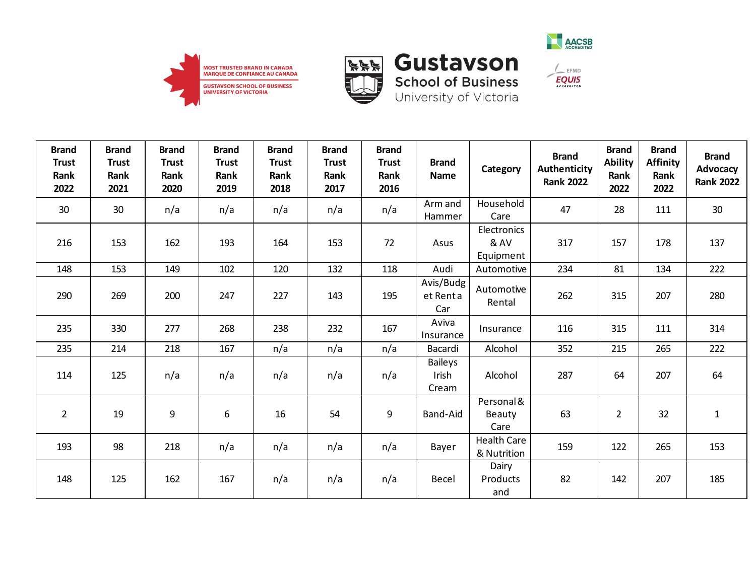| Brand Trust Rank 2022 | Brand Trust Rank 2021 | Brand Trust Rank 2020 | Brand Trust Rank 2019 | Brand Trust Rank 2018 | Brand Trust Rank 2017 | Brand Trust Rank 2016 | Brand Name | Category | Brand Authenticity Rank 2022 | Brand Ability Rank 2022 | Brand Affinity Rank 2022 | Brand Advocacy Rank 2022 |
|---|---|---|---|---|---|---|---|---|---|---|---|---|
| 30 | 30 | n/a | n/a | n/a | n/a | n/a | Arm and Hammer | Household Care | 47 | 28 | 111 | 30 |
| 216 | 153 | 162 | 193 | 164 | 153 | 72 | Asus | Electronics & AV Equipment | 317 | 157 | 178 | 137 |
| 148 | 153 | 149 | 102 | 120 | 132 | 118 | Audi | Automotive | 234 | 81 | 134 | 222 |
| 290 | 269 | 200 | 247 | 227 | 143 | 195 | Avis/Budget Rent a Car | Automotive Rental | 262 | 315 | 207 | 280 |
| 235 | 330 | 277 | 268 | 238 | 232 | 167 | Aviva Insurance | Insurance | 116 | 315 | 111 | 314 |
| 235 | 214 | 218 | 167 | n/a | n/a | n/a | Bacardi | Alcohol | 352 | 215 | 265 | 222 |
| 114 | 125 | n/a | n/a | n/a | n/a | n/a | Baileys Irish Cream | Alcohol | 287 | 64 | 207 | 64 |
| 2 | 19 | 9 | 6 | 16 | 54 | 9 | Band-Aid | Personal & Beauty Care | 63 | 2 | 32 | 1 |
| 193 | 98 | 218 | n/a | n/a | n/a | n/a | Bayer | Health Care & Nutrition | 159 | 122 | 265 | 153 |
| 148 | 125 | 162 | 167 | n/a | n/a | n/a | Becel | Dairy Products and | 82 | 142 | 207 | 185 |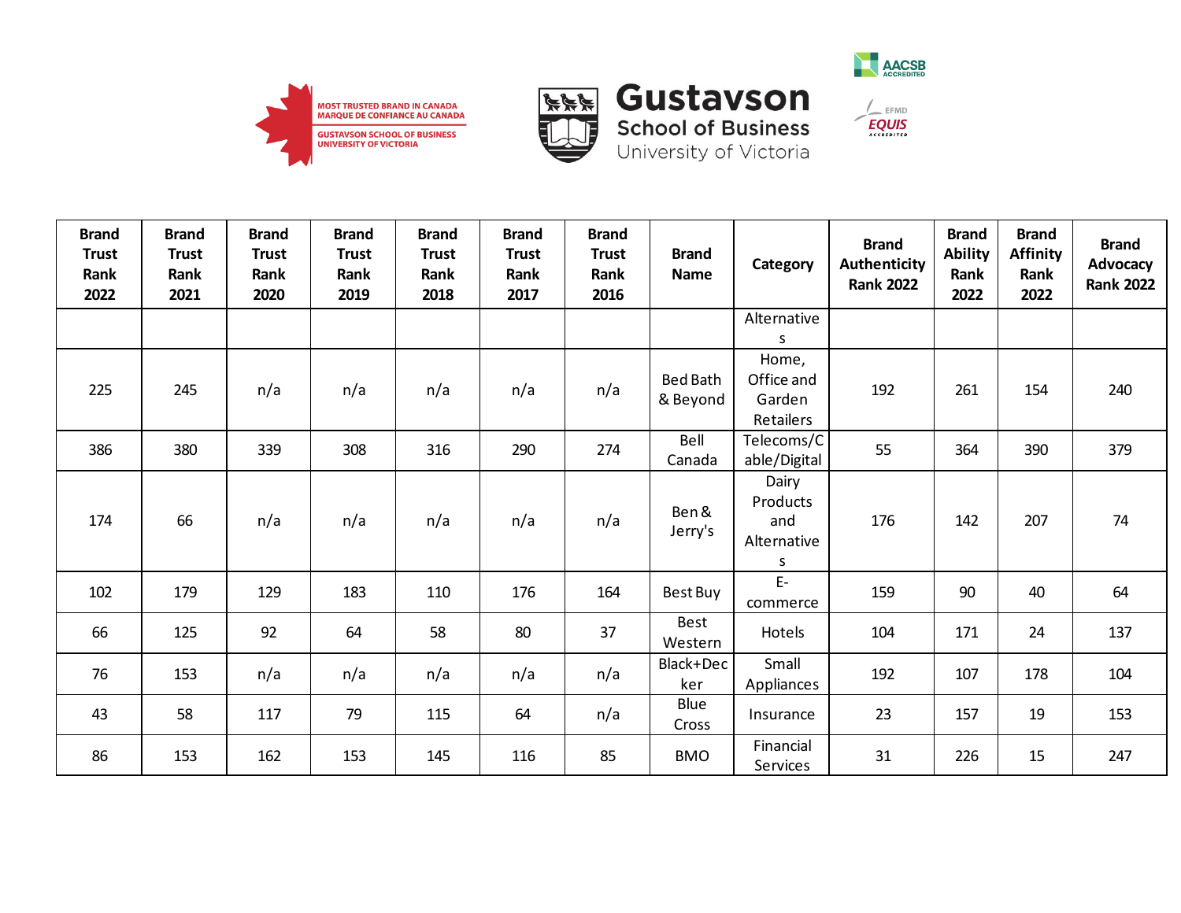MOST TRUSTED BRAND IN CANADA
MARQUE DE CONFIANCE AU CANADA
GUSTAVSON SCHOOL OF BUSINESS
UNIVERSITY OF VICTORIA

Gustavson
School of Business
University of Victoria

AACSB ACCREDITED

EFMD EQUIS ACCREDITED

| Brand Trust Rank 2022 | Brand Trust Rank 2021 | Brand Trust Rank 2020 | Brand Trust Rank 2019 | Brand Trust Rank 2018 | Brand Trust Rank 2017 | Brand Trust Rank 2016 | Brand Name | Category | Brand Authenticity Rank 2022 | Brand Ability Rank 2022 | Brand Affinity Rank 2022 | Brand Advocacy Rank 2022 |
|---|---|---|---|---|---|---|---|---|---|---|---|---|
| | | | | | | | | Alternatives | | | | |
| 225 | 245 | n/a | n/a | n/a | n/a | n/a | Bed Bath & Beyond | Home, Office and Garden Retailers | 192 | 261 | 154 | 240 |
| 386 | 380 | 339 | 308 | 316 | 290 | 274 | Bell Canada | Telecoms/Cable/Digital | 55 | 364 | 390 | 379 |
| 174 | 66 | n/a | n/a | n/a | n/a | n/a | Ben & Jerry's | Dairy Products and Alternatives | 176 | 142 | 207 | 74 |
| 102 | 179 | 129 | 183 | 110 | 176 | 164 | Best Buy | E-commerce | 159 | 90 | 40 | 64 |
| 66 | 125 | 92 | 64 | 58 | 80 | 37 | Best Western | Hotels | 104 | 171 | 24 | 137 |
| 76 | 153 | n/a | n/a | n/a | n/a | n/a | Black+Decker | Small Appliances | 192 | 107 | 178 | 104 |
| 43 | 58 | 117 | 79 | 115 | 64 | n/a | Blue Cross | Insurance | 23 | 157 | 19 | 153 |
| 86 | 153 | 162 | 153 | 145 | 116 | 85 | BMO | Financial Services | 31 | 226 | 15 | 247 |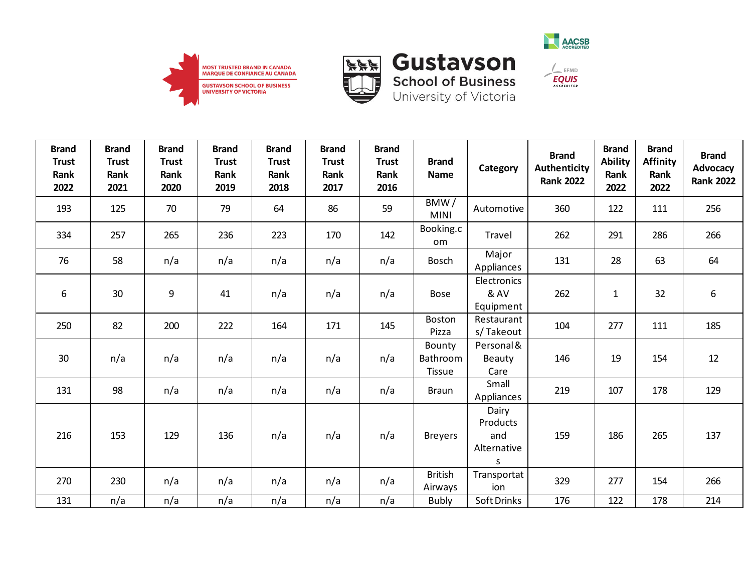| Brand Trust Rank 2022 | Brand Trust Rank 2021 | Brand Trust Rank 2020 | Brand Trust Rank 2019 | Brand Trust Rank 2018 | Brand Trust Rank 2017 | Brand Trust Rank 2016 | Brand Name | Category | Brand Authenticity Rank 2022 | Brand Ability Rank 2022 | Brand Affinity Rank 2022 | Brand Advocacy Rank 2022 |
|---|---|---|---|---|---|---|---|---|---|---|---|---|
| 193 | 125 | 70 | 79 | 64 | 86 | 59 | BMW / MINI | Automotive | 360 | 122 | 111 | 256 |
| 334 | 257 | 265 | 236 | 223 | 170 | 142 | Booking.com | Travel | 262 | 291 | 286 | 266 |
| 76 | 58 | n/a | n/a | n/a | n/a | n/a | Bosch | Major Appliances | 131 | 28 | 63 | 64 |
| 6 | 30 | 9 | 41 | n/a | n/a | n/a | Bose | Electronics & AV Equipment | 262 | 1 | 32 | 6 |
| 250 | 82 | 200 | 222 | 164 | 171 | 145 | Boston Pizza | Restaurants/ Takeout | 104 | 277 | 111 | 185 |
| 30 | n/a | n/a | n/a | n/a | n/a | n/a | Bounty Bathroom Tissue | Personal & Beauty Care | 146 | 19 | 154 | 12 |
| 131 | 98 | n/a | n/a | n/a | n/a | n/a | Braun | Small Appliances | 219 | 107 | 178 | 129 |
| 216 | 153 | 129 | 136 | n/a | n/a | n/a | Breyers | Dairy Products and Alternatives | 159 | 186 | 265 | 137 |
| 270 | 230 | n/a | n/a | n/a | n/a | n/a | British Airways | Transportation | 329 | 277 | 154 | 266 |
| 131 | n/a | n/a | n/a | n/a | n/a | n/a | Bubly | Soft Drinks | 176 | 122 | 178 | 214 |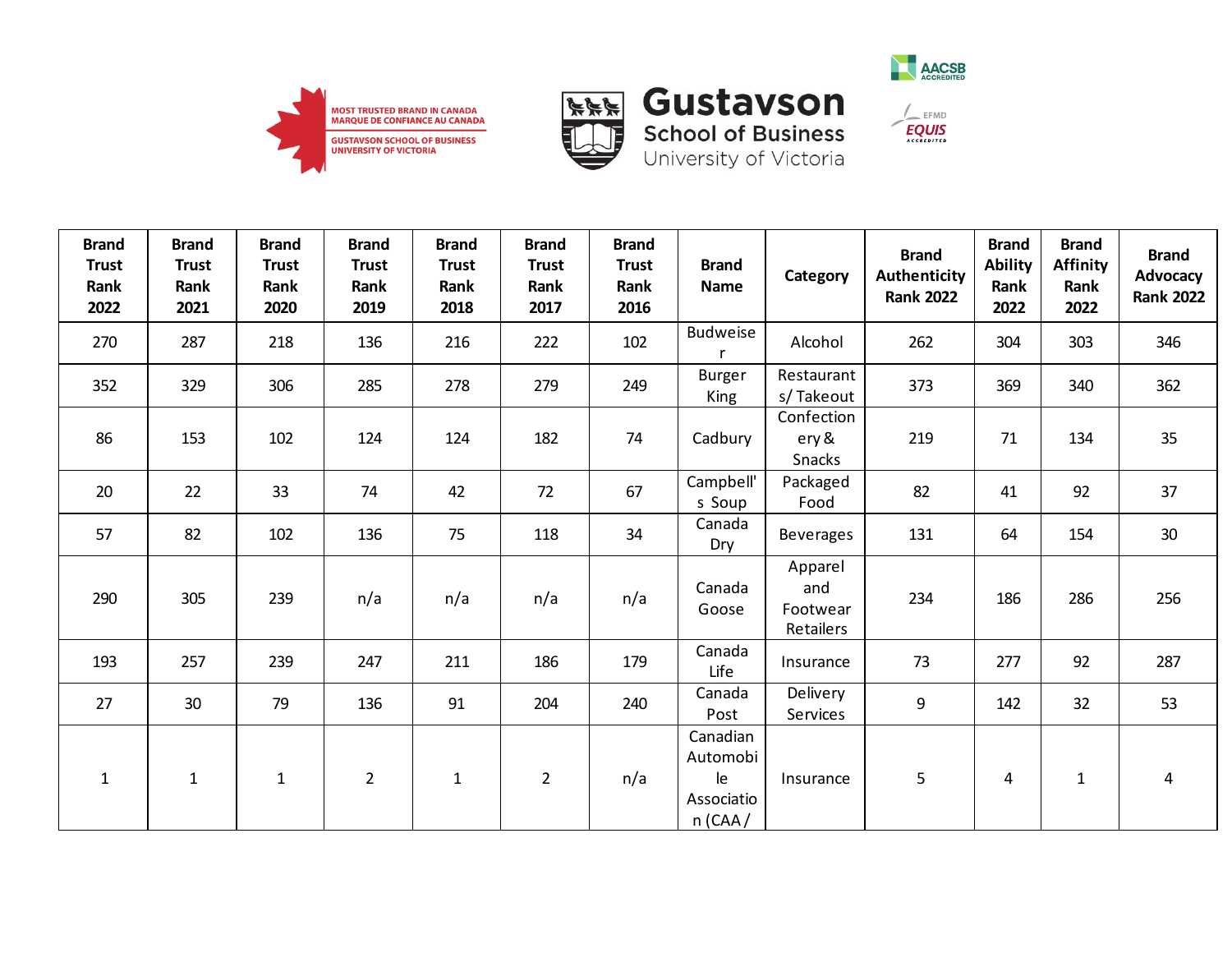MOST TRUSTED BRAND IN CANADA
MARQUE DE CONFIANCE AU CANADA
GUSTAVSON SCHOOL OF BUSINESS
UNIVERSITY OF VICTORIA

Gustavson School of Business University of Victoria

| Brand Trust Rank 2022 | Brand Trust Rank 2021 | Brand Trust Rank 2020 | Brand Trust Rank 2019 | Brand Trust Rank 2018 | Brand Trust Rank 2017 | Brand Trust Rank 2016 | Brand Name | Category | Brand Authenticity Rank 2022 | Brand Ability Rank 2022 | Brand Affinity Rank 2022 | Brand Advocacy Rank 2022 |
|---|---|---|---|---|---|---|---|---|---|---|---|---|
| 270 | 287 | 218 | 136 | 216 | 222 | 102 | Budweiser | Alcohol | 262 | 304 | 303 | 346 |
| 352 | 329 | 306 | 285 | 278 | 279 | 249 | Burger King | Restaurants/ Takeout | 373 | 369 | 340 | 362 |
| 86 | 153 | 102 | 124 | 124 | 182 | 74 | Cadbury | Confectionery & Snacks | 219 | 71 | 134 | 35 |
| 20 | 22 | 33 | 74 | 42 | 72 | 67 | Campbell's Soup | Packaged Food | 82 | 41 | 92 | 37 |
| 57 | 82 | 102 | 136 | 75 | 118 | 34 | Canada Dry | Beverages | 131 | 64 | 154 | 30 |
| 290 | 305 | 239 | n/a | n/a | n/a | n/a | Canada Goose | Apparel and Footwear Retailers | 234 | 186 | 286 | 256 |
| 193 | 257 | 239 | 247 | 211 | 186 | 179 | Canada Life | Insurance | 73 | 277 | 92 | 287 |
| 27 | 30 | 79 | 136 | 91 | 204 | 240 | Canada Post | Delivery Services | 9 | 142 | 32 | 53 |
| 1 | 1 | 1 | 2 | 1 | 2 | n/a | Canadian Automobile Association (CAA / | Insurance | 5 | 4 | 1 | 4 |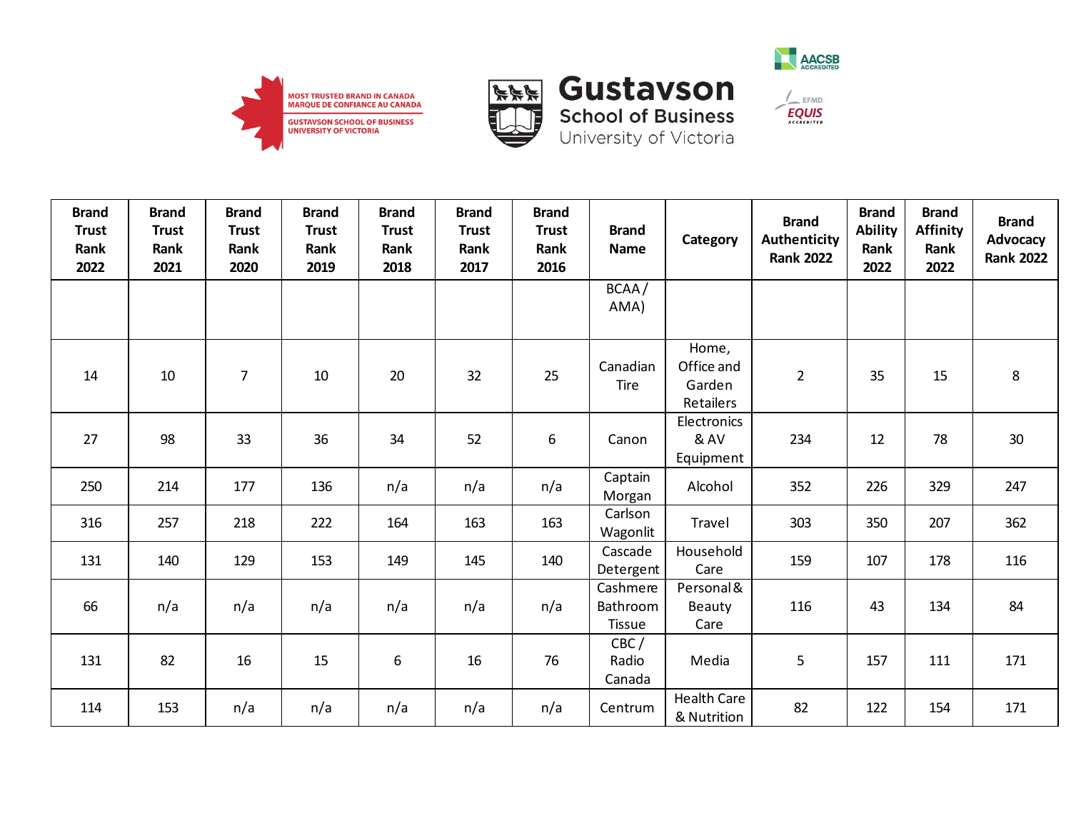MOST TRUSTED BRAND IN CANADA
MARQUE DE CONFIANCE AU CANADA
GUSTAVSON SCHOOL OF BUSINESS
UNIVERSITY OF VICTORIA

**Gustavson**
School of Business
University of Victoria

| Brand Trust Rank 2022 | Brand Trust Rank 2021 | Brand Trust Rank 2020 | Brand Trust Rank 2019 | Brand Trust Rank 2018 | Brand Trust Rank 2017 | Brand Trust Rank 2016 | Brand Name | Category | Brand Authenticity Rank 2022 | Brand Ability Rank 2022 | Brand Affinity Rank 2022 | Brand Advocacy Rank 2022 |
|---|---|---|---|---|---|---|---|---|---|---|---|---|
| | | | | | | | BCAA / AMA) | | | | | |
| 14 | 10 | 7 | 10 | 20 | 32 | 25 | Canadian Tire | Home, Office and Garden Retailers | 2 | 35 | 15 | 8 |
| 27 | 98 | 33 | 36 | 34 | 52 | 6 | Canon | Electronics & AV Equipment | 234 | 12 | 78 | 30 |
| 250 | 214 | 177 | 136 | n/a | n/a | n/a | Captain Morgan | Alcohol | 352 | 226 | 329 | 247 |
| 316 | 257 | 218 | 222 | 164 | 163 | 163 | Carlson Wagonlit | Travel | 303 | 350 | 207 | 362 |
| 131 | 140 | 129 | 153 | 149 | 145 | 140 | Cascade Detergent | Household Care | 159 | 107 | 178 | 116 |
| 66 | n/a | n/a | n/a | n/a | n/a | n/a | Cashmere Bathroom Tissue | Personal & Beauty Care | 116 | 43 | 134 | 84 |
| 131 | 82 | 16 | 15 | 6 | 16 | 76 | CBC / Radio Canada | Media | 5 | 157 | 111 | 171 |
| 114 | 153 | n/a | n/a | n/a | n/a | n/a | Centrum | Health Care & Nutrition | 82 | 122 | 154 | 171 |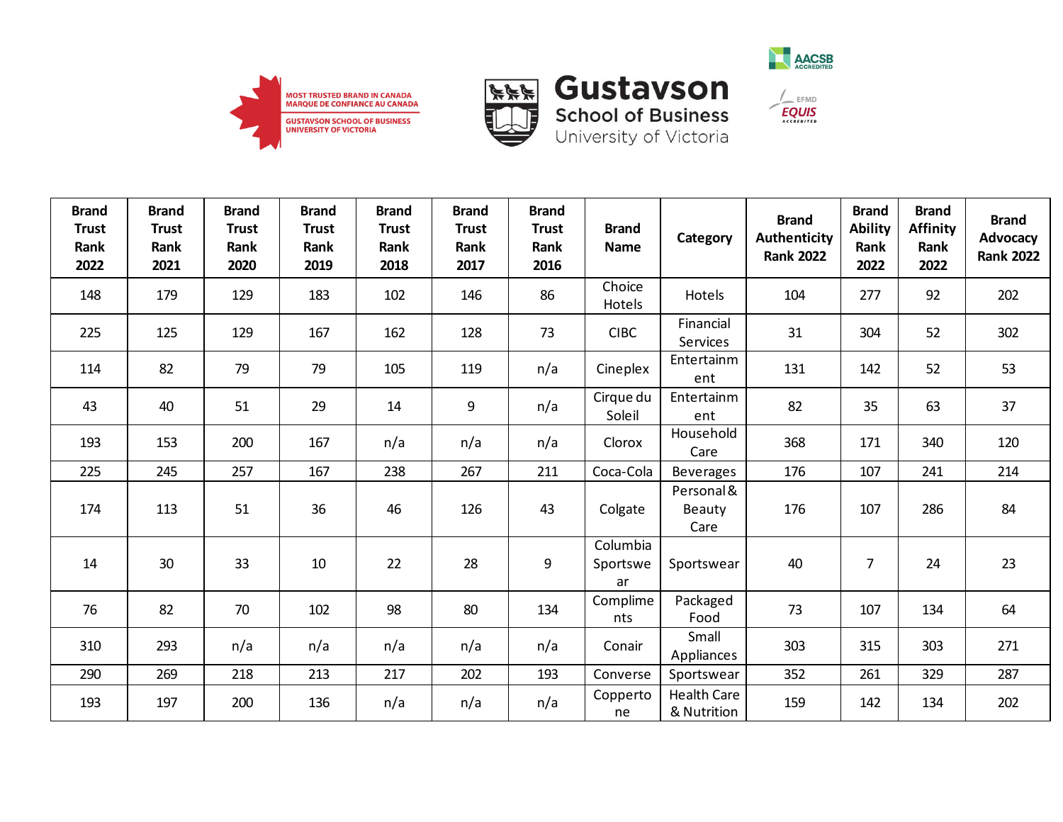| Brand Trust Rank 2022 | Brand Trust Rank 2021 | Brand Trust Rank 2020 | Brand Trust Rank 2019 | Brand Trust Rank 2018 | Brand Trust Rank 2017 | Brand Trust Rank 2016 | Brand Name | Category | Brand Authenticity Rank 2022 | Brand Ability Rank 2022 | Brand Affinity Rank 2022 | Brand Advocacy Rank 2022 |
|---|---|---|---|---|---|---|---|---|---|---|---|---|
| 148 | 179 | 129 | 183 | 102 | 146 | 86 | Choice Hotels | Hotels | 104 | 277 | 92 | 202 |
| 225 | 125 | 129 | 167 | 162 | 128 | 73 | CIBC | Financial Services | 31 | 304 | 52 | 302 |
| 114 | 82 | 79 | 79 | 105 | 119 | n/a | Cineplex | Entertainment | 131 | 142 | 52 | 53 |
| 43 | 40 | 51 | 29 | 14 | 9 | n/a | Cirque du Soleil | Entertainment | 82 | 35 | 63 | 37 |
| 193 | 153 | 200 | 167 | n/a | n/a | n/a | Clorox | Household Care | 368 | 171 | 340 | 120 |
| 225 | 245 | 257 | 167 | 238 | 267 | 211 | Coca-Cola | Beverages | 176 | 107 | 241 | 214 |
| 174 | 113 | 51 | 36 | 46 | 126 | 43 | Colgate | Personal & Beauty Care | 176 | 107 | 286 | 84 |
| 14 | 30 | 33 | 10 | 22 | 28 | 9 | Columbia Sportswear | Sportswear | 40 | 7 | 24 | 23 |
| 76 | 82 | 70 | 102 | 98 | 80 | 134 | Compliments | Packaged Food | 73 | 107 | 134 | 64 |
| 310 | 293 | n/a | n/a | n/a | n/a | n/a | Conair | Small Appliances | 303 | 315 | 303 | 271 |
| 290 | 269 | 218 | 213 | 217 | 202 | 193 | Converse | Sportswear | 352 | 261 | 329 | 287 |
| 193 | 197 | 200 | 136 | n/a | n/a | n/a | Copperto ne | Health Care & Nutrition | 159 | 142 | 134 | 202 |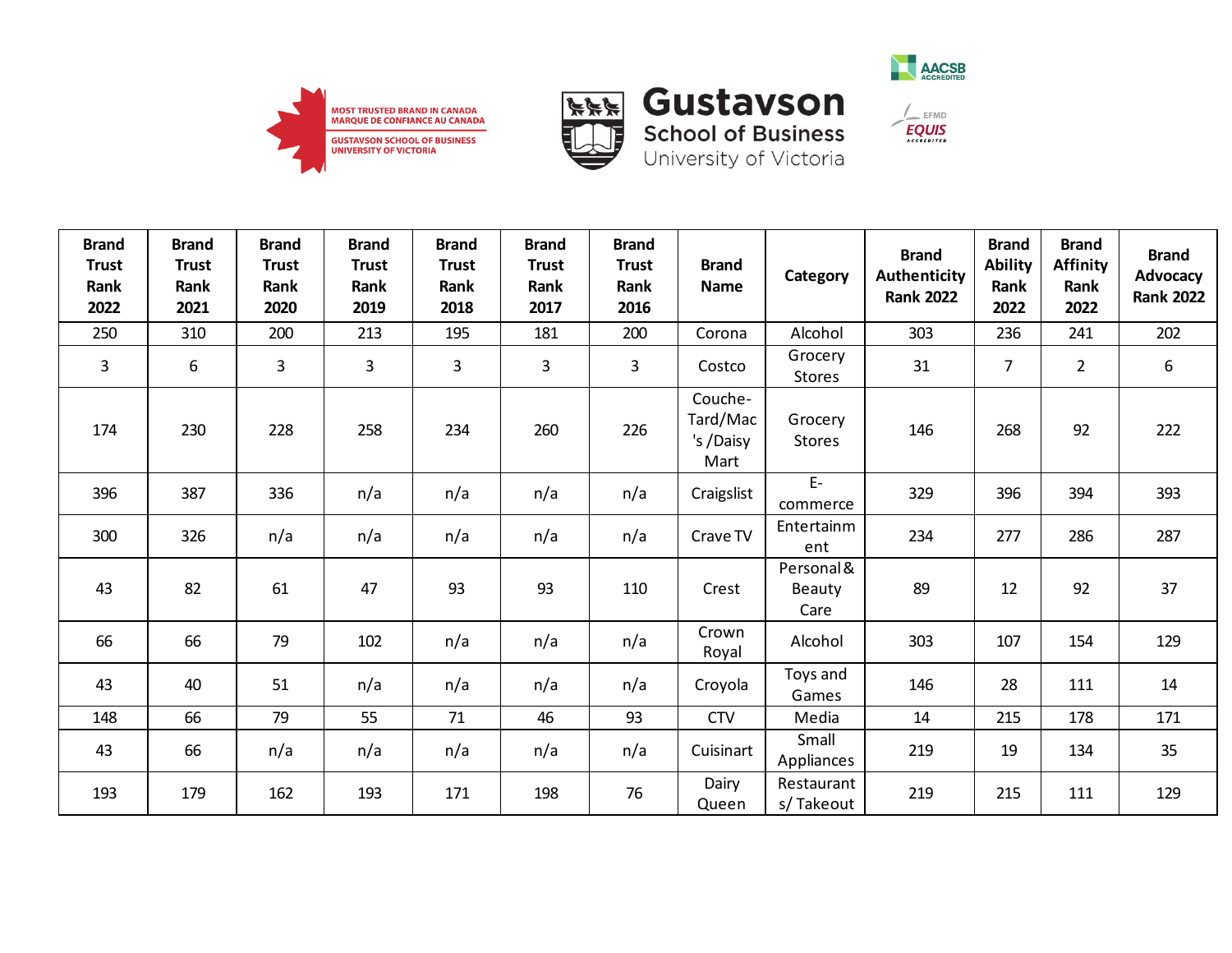| Brand Trust Rank 2022 | Brand Trust Rank 2021 | Brand Trust Rank 2020 | Brand Trust Rank 2019 | Brand Trust Rank 2018 | Brand Trust Rank 2017 | Brand Trust Rank 2016 | Brand Name | Category | Brand Authenticity Rank 2022 | Brand Ability Rank 2022 | Brand Affinity Rank 2022 | Brand Advocacy Rank 2022 |
|---|---|---|---|---|---|---|---|---|---|---|---|---|
| 250 | 310 | 200 | 213 | 195 | 181 | 200 | Corona | Alcohol | 303 | 236 | 241 | 202 |
| 3 | 6 | 3 | 3 | 3 | 3 | 3 | Costco | Grocery Stores | 31 | 7 | 2 | 6 |
| 174 | 230 | 228 | 258 | 234 | 260 | 226 | Couche-Tard/Mac's /Daisy Mart | Grocery Stores | 146 | 268 | 92 | 222 |
| 396 | 387 | 336 | n/a | n/a | n/a | n/a | Craigslist | E-commerce | 329 | 396 | 394 | 393 |
| 300 | 326 | n/a | n/a | n/a | n/a | n/a | Crave TV | Entertainment | 234 | 277 | 286 | 287 |
| 43 | 82 | 61 | 47 | 93 | 93 | 110 | Crest | Personal & Beauty Care | 89 | 12 | 92 | 37 |
| 66 | 66 | 79 | 102 | n/a | n/a | n/a | Crown Royal | Alcohol | 303 | 107 | 154 | 129 |
| 43 | 40 | 51 | n/a | n/a | n/a | n/a | Croyola | Toys and Games | 146 | 28 | 111 | 14 |
| 148 | 66 | 79 | 55 | 71 | 46 | 93 | CTV | Media | 14 | 215 | 178 | 171 |
| 43 | 66 | n/a | n/a | n/a | n/a | n/a | Cuisinart | Small Appliances | 219 | 19 | 134 | 35 |
| 193 | 179 | 162 | 193 | 171 | 198 | 76 | Dairy Queen | Restaurants/ Takeout | 219 | 215 | 111 | 129 |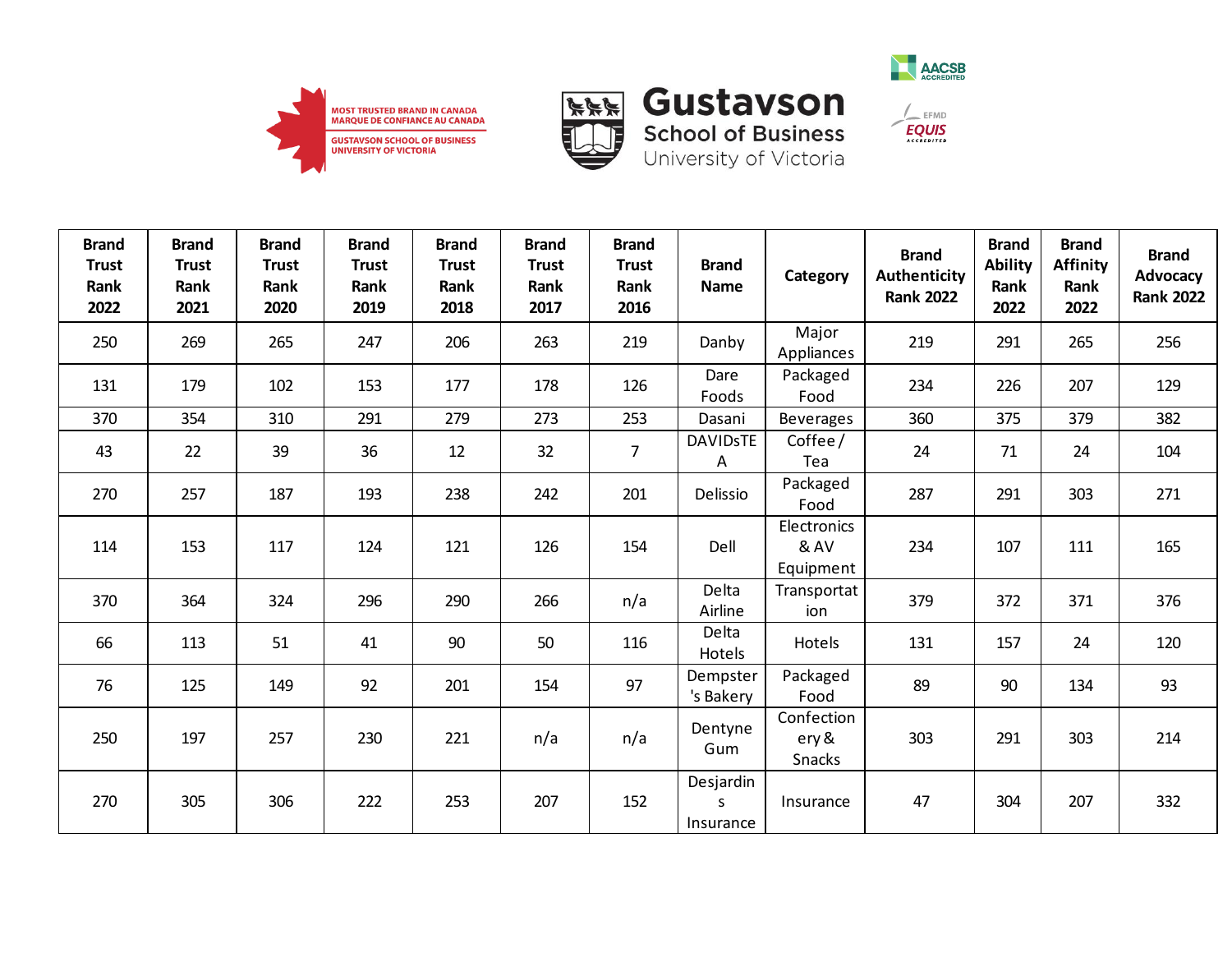| Brand Trust Rank 2022 | Brand Trust Rank 2021 | Brand Trust Rank 2020 | Brand Trust Rank 2019 | Brand Trust Rank 2018 | Brand Trust Rank 2017 | Brand Trust Rank 2016 | Brand Name | Category | Brand Authenticity Rank 2022 | Brand Ability Rank 2022 | Brand Affinity Rank 2022 | Brand Advocacy Rank 2022 |
|---|---|---|---|---|---|---|---|---|---|---|---|---|
| 250 | 269 | 265 | 247 | 206 | 263 | 219 | Danby | Major Appliances | 219 | 291 | 265 | 256 |
| 131 | 179 | 102 | 153 | 177 | 178 | 126 | Dare Foods | Packaged Food | 234 | 226 | 207 | 129 |
| 370 | 354 | 310 | 291 | 279 | 273 | 253 | Dasani | Beverages | 360 | 375 | 379 | 382 |
| 43 | 22 | 39 | 36 | 12 | 32 | 7 | DAVIDsTEA | Coffee / Tea | 24 | 71 | 24 | 104 |
| 270 | 257 | 187 | 193 | 238 | 242 | 201 | Delissio | Packaged Food | 287 | 291 | 303 | 271 |
| 114 | 153 | 117 | 124 | 121 | 126 | 154 | Dell | Electronics & AV Equipment | 234 | 107 | 111 | 165 |
| 370 | 364 | 324 | 296 | 290 | 266 | n/a | Delta Airline | Transportation | 379 | 372 | 371 | 376 |
| 66 | 113 | 51 | 41 | 90 | 50 | 116 | Delta Hotels | Hotels | 131 | 157 | 24 | 120 |
| 76 | 125 | 149 | 92 | 201 | 154 | 97 | Dempster's Bakery | Packaged Food | 89 | 90 | 134 | 93 |
| 250 | 197 | 257 | 230 | 221 | n/a | n/a | Dentyne Gum | Confectionery & Snacks | 303 | 291 | 303 | 214 |
| 270 | 305 | 306 | 222 | 253 | 207 | 152 | Desjardins Insurance | Insurance | 47 | 304 | 207 | 332 |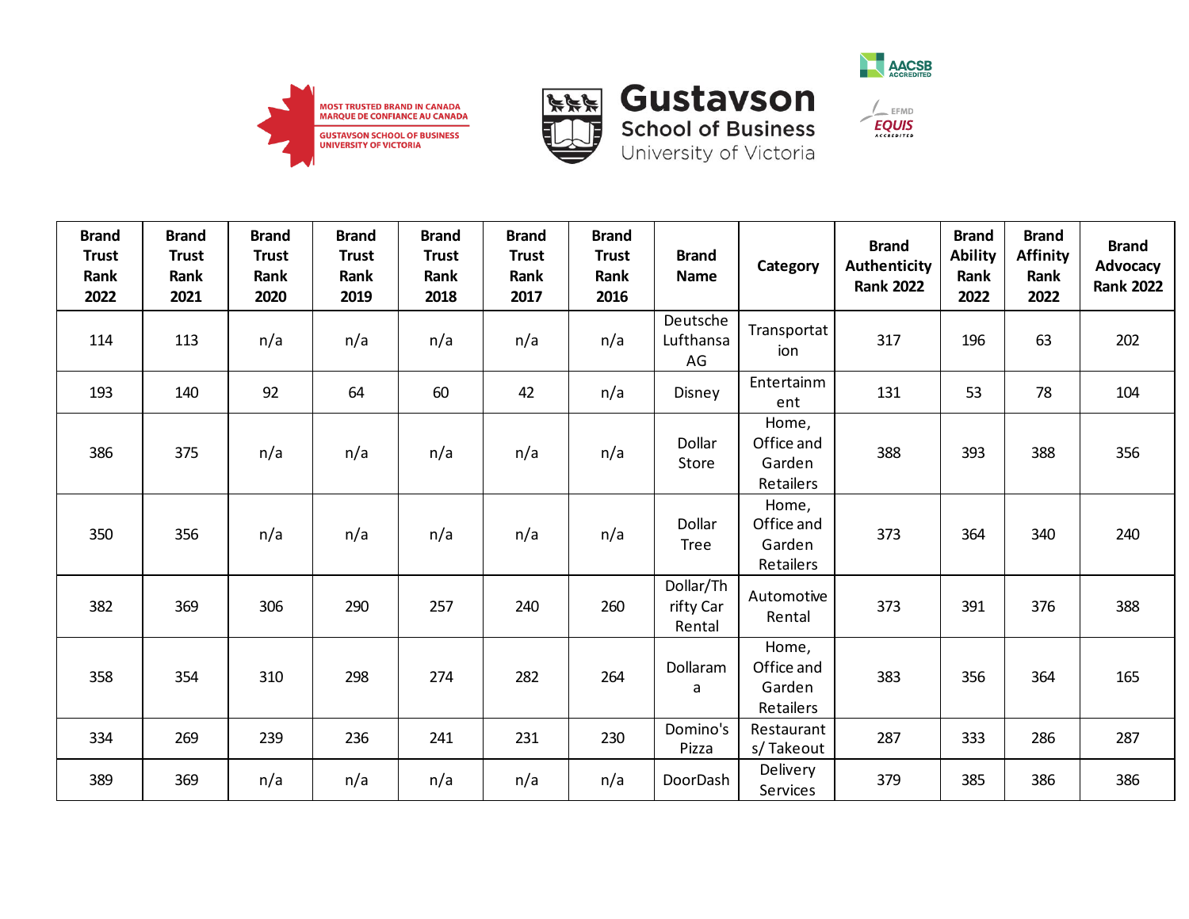| Brand Trust Rank 2022 | Brand Trust Rank 2021 | Brand Trust Rank 2020 | Brand Trust Rank 2019 | Brand Trust Rank 2018 | Brand Trust Rank 2017 | Brand Trust Rank 2016 | Brand Name | Category | Brand Authenticity Rank 2022 | Brand Ability Rank 2022 | Brand Affinity Rank 2022 | Brand Advocacy Rank 2022 |
|---|---|---|---|---|---|---|---|---|---|---|---|---|
| 114 | 113 | n/a | n/a | n/a | n/a | n/a | Deutsche Lufthansa AG | Transportation | 317 | 196 | 63 | 202 |
| 193 | 140 | 92 | 64 | 60 | 42 | n/a | Disney | Entertainment | 131 | 53 | 78 | 104 |
| 386 | 375 | n/a | n/a | n/a | n/a | n/a | Dollar Store | Home, Office and Garden Retailers | 388 | 393 | 388 | 356 |
| 350 | 356 | n/a | n/a | n/a | n/a | n/a | Dollar Tree | Home, Office and Garden Retailers | 373 | 364 | 340 | 240 |
| 382 | 369 | 306 | 290 | 257 | 240 | 260 | Dollar/Thrifty Car Rental | Automotive Rental | 373 | 391 | 376 | 388 |
| 358 | 354 | 310 | 298 | 274 | 282 | 264 | Dollarama | Home, Office and Garden Retailers | 383 | 356 | 364 | 165 |
| 334 | 269 | 239 | 236 | 241 | 231 | 230 | Domino's Pizza | Restaurants/ Takeout | 287 | 333 | 286 | 287 |
| 389 | 369 | n/a | n/a | n/a | n/a | n/a | DoorDash | Delivery Services | 379 | 385 | 386 | 386 |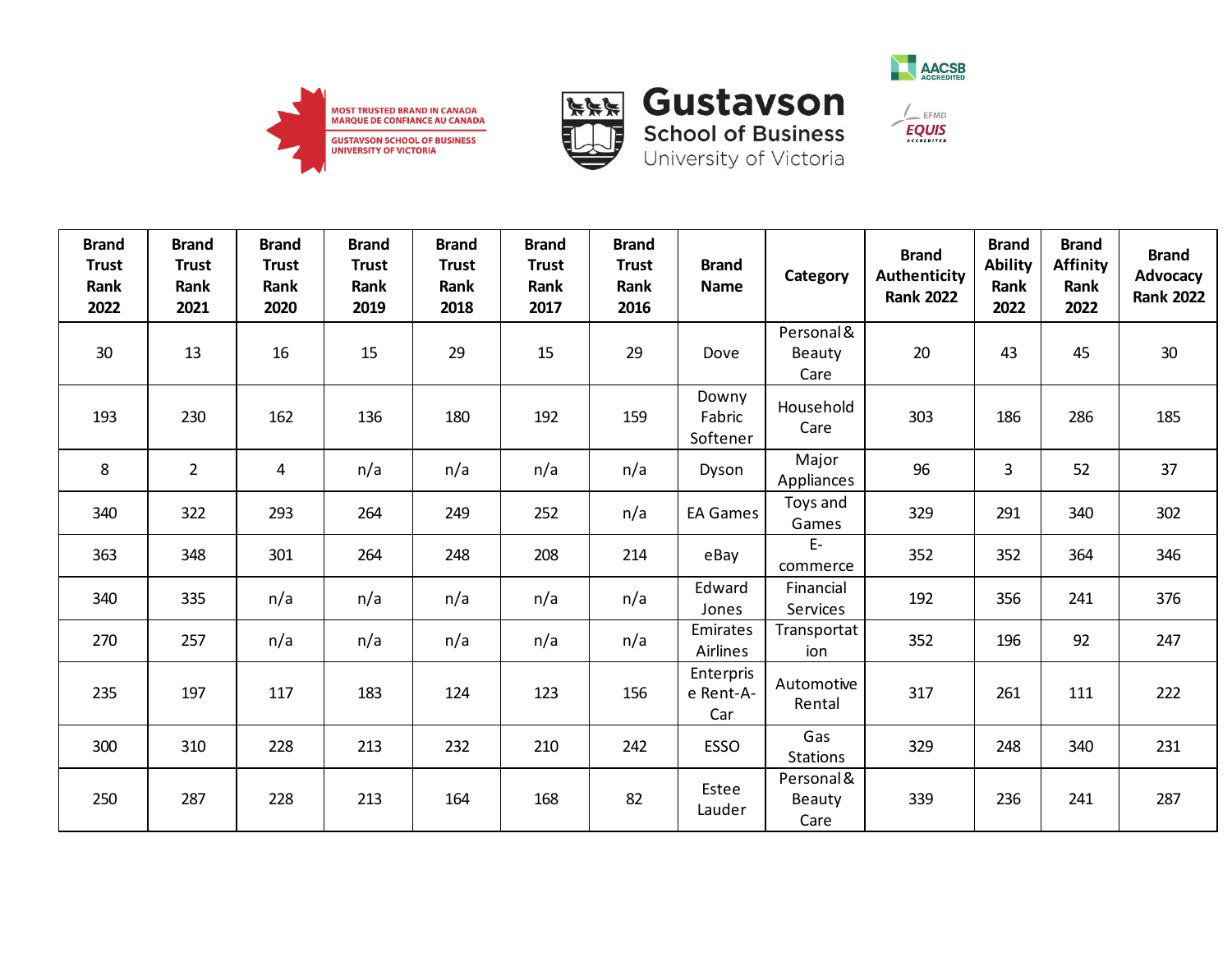| Brand Trust Rank 2022 | Brand Trust Rank 2021 | Brand Trust Rank 2020 | Brand Trust Rank 2019 | Brand Trust Rank 2018 | Brand Trust Rank 2017 | Brand Trust Rank 2016 | Brand Name | Category | Brand Authenticity Rank 2022 | Brand Ability Rank 2022 | Brand Affinity Rank 2022 | Brand Advocacy Rank 2022 |
|---|---|---|---|---|---|---|---|---|---|---|---|---|
| 30 | 13 | 16 | 15 | 29 | 15 | 29 | Dove | Personal & Beauty Care | 20 | 43 | 45 | 30 |
| 193 | 230 | 162 | 136 | 180 | 192 | 159 | Downy Fabric Softener | Household Care | 303 | 186 | 286 | 185 |
| 8 | 2 | 4 | n/a | n/a | n/a | n/a | Dyson | Major Appliances | 96 | 3 | 52 | 37 |
| 340 | 322 | 293 | 264 | 249 | 252 | n/a | EA Games | Toys and Games | 329 | 291 | 340 | 302 |
| 363 | 348 | 301 | 264 | 248 | 208 | 214 | eBay | E-commerce | 352 | 352 | 364 | 346 |
| 340 | 335 | n/a | n/a | n/a | n/a | n/a | Edward Jones | Financial Services | 192 | 356 | 241 | 376 |
| 270 | 257 | n/a | n/a | n/a | n/a | n/a | Emirates Airlines | Transportation | 352 | 196 | 92 | 247 |
| 235 | 197 | 117 | 183 | 124 | 123 | 156 | Enterprise Rent-A-Car | Automotive Rental | 317 | 261 | 111 | 222 |
| 300 | 310 | 228 | 213 | 232 | 210 | 242 | ESSO | Gas Stations | 329 | 248 | 340 | 231 |
| 250 | 287 | 228 | 213 | 164 | 168 | 82 | Estee Lauder | Personal & Beauty Care | 339 | 236 | 241 | 287 |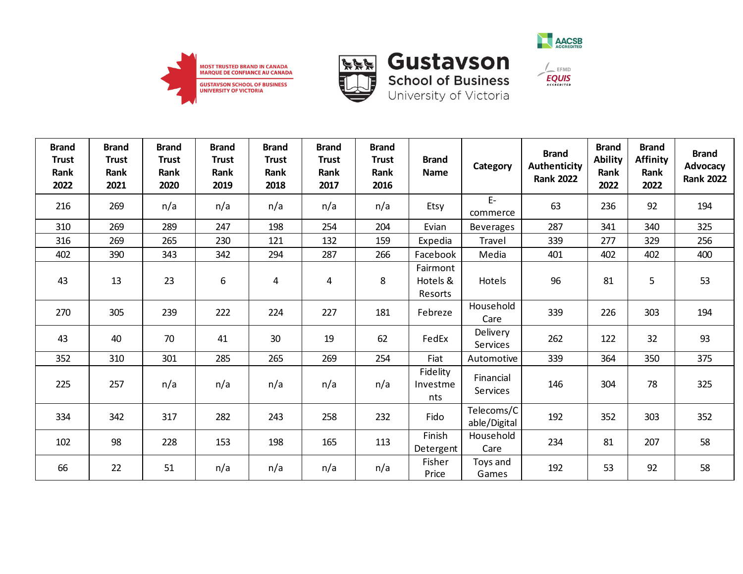| Brand Trust Rank 2022 | Brand Trust Rank 2021 | Brand Trust Rank 2020 | Brand Trust Rank 2019 | Brand Trust Rank 2018 | Brand Trust Rank 2017 | Brand Trust Rank 2016 | Brand Name | Category | Brand Authenticity Rank 2022 | Brand Ability Rank 2022 | Brand Affinity Rank 2022 | Brand Advocacy Rank 2022 |
|---|---|---|---|---|---|---|---|---|---|---|---|---|
| 216 | 269 | n/a | n/a | n/a | n/a | n/a | Etsy | E-commerce | 63 | 236 | 92 | 194 |
| 310 | 269 | 289 | 247 | 198 | 254 | 204 | Evian | Beverages | 287 | 341 | 340 | 325 |
| 316 | 269 | 265 | 230 | 121 | 132 | 159 | Expedia | Travel | 339 | 277 | 329 | 256 |
| 402 | 390 | 343 | 342 | 294 | 287 | 266 | Facebook | Media | 401 | 402 | 402 | 400 |
| 43 | 13 | 23 | 6 | 4 | 4 | 8 | Fairmont Hotels & Resorts | Hotels | 96 | 81 | 5 | 53 |
| 270 | 305 | 239 | 222 | 224 | 227 | 181 | Febreze | Household Care | 339 | 226 | 303 | 194 |
| 43 | 40 | 70 | 41 | 30 | 19 | 62 | FedEx | Delivery Services | 262 | 122 | 32 | 93 |
| 352 | 310 | 301 | 285 | 265 | 269 | 254 | Fiat | Automotive | 339 | 364 | 350 | 375 |
| 225 | 257 | n/a | n/a | n/a | n/a | n/a | Fidelity Investments | Financial Services | 146 | 304 | 78 | 325 |
| 334 | 342 | 317 | 282 | 243 | 258 | 232 | Fido | Telecoms/Cable/Digital | 192 | 352 | 303 | 352 |
| 102 | 98 | 228 | 153 | 198 | 165 | 113 | Finish Detergent | Household Care | 234 | 81 | 207 | 58 |
| 66 | 22 | 51 | n/a | n/a | n/a | n/a | Fisher Price | Toys and Games | 192 | 53 | 92 | 58 |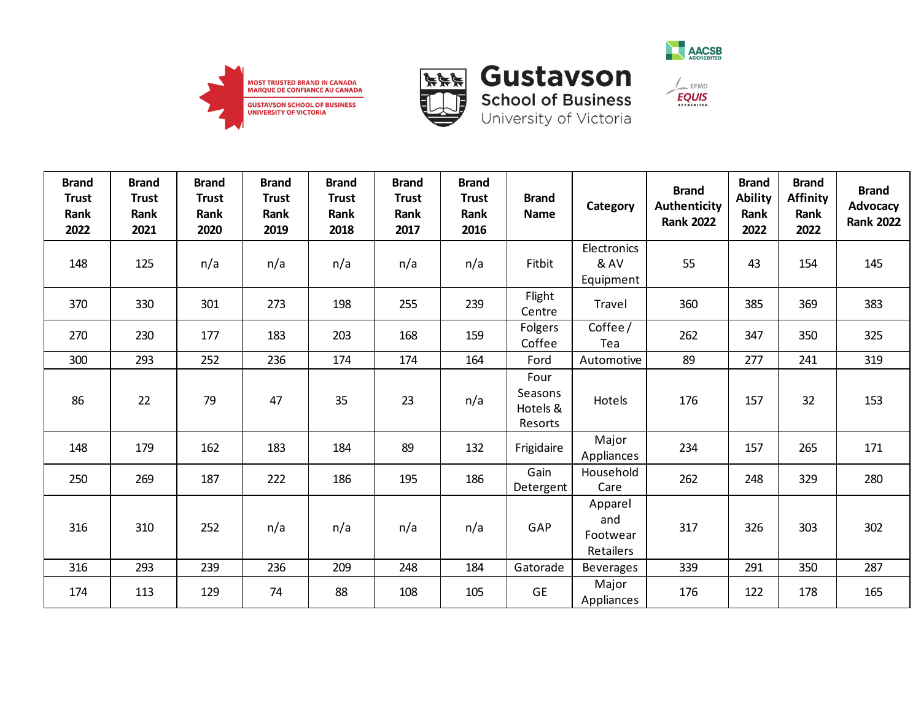| Brand Trust Rank 2022 | Brand Trust Rank 2021 | Brand Trust Rank 2020 | Brand Trust Rank 2019 | Brand Trust Rank 2018 | Brand Trust Rank 2017 | Brand Trust Rank 2016 | Brand Name | Category | Brand Authenticity Rank 2022 | Brand Ability Rank 2022 | Brand Affinity Rank 2022 | Brand Advocacy Rank 2022 |
|---|---|---|---|---|---|---|---|---|---|---|---|---|
| 148 | 125 | n/a | n/a | n/a | n/a | n/a | Fitbit | Electronics & AV Equipment | 55 | 43 | 154 | 145 |
| 370 | 330 | 301 | 273 | 198 | 255 | 239 | Flight Centre | Travel | 360 | 385 | 369 | 383 |
| 270 | 230 | 177 | 183 | 203 | 168 | 159 | Folgers Coffee | Coffee / Tea | 262 | 347 | 350 | 325 |
| 300 | 293 | 252 | 236 | 174 | 174 | 164 | Ford | Automotive | 89 | 277 | 241 | 319 |
| 86 | 22 | 79 | 47 | 35 | 23 | n/a | Four Seasons Hotels & Resorts | Hotels | 176 | 157 | 32 | 153 |
| 148 | 179 | 162 | 183 | 184 | 89 | 132 | Frigidaire | Major Appliances | 234 | 157 | 265 | 171 |
| 250 | 269 | 187 | 222 | 186 | 195 | 186 | Gain Detergent | Household Care | 262 | 248 | 329 | 280 |
| 316 | 310 | 252 | n/a | n/a | n/a | n/a | GAP | Apparel and Footwear Retailers | 317 | 326 | 303 | 302 |
| 316 | 293 | 239 | 236 | 209 | 248 | 184 | Gatorade | Beverages | 339 | 291 | 350 | 287 |
| 174 | 113 | 129 | 74 | 88 | 108 | 105 | GE | Major Appliances | 176 | 122 | 178 | 165 |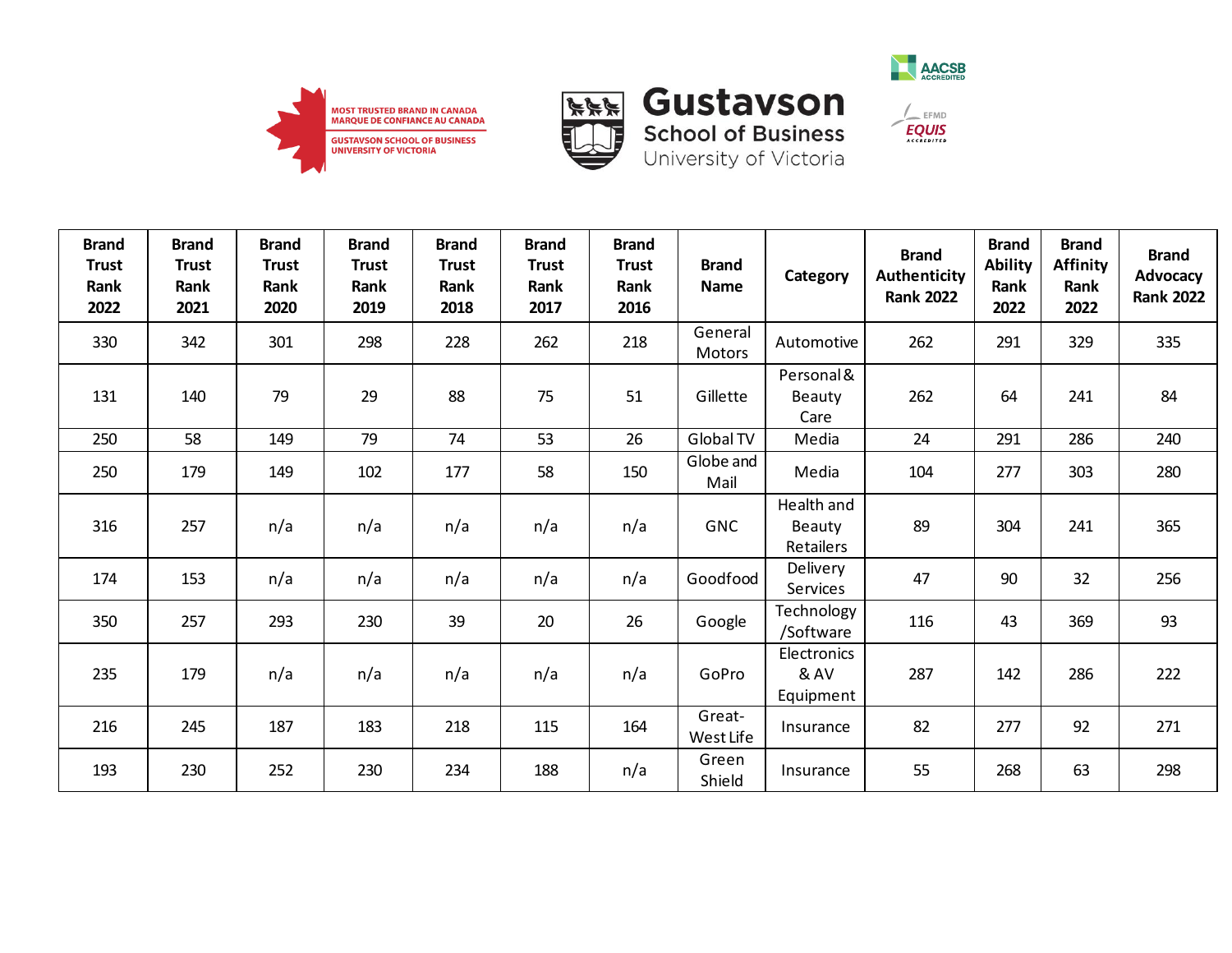| Brand Trust Rank 2022 | Brand Trust Rank 2021 | Brand Trust Rank 2020 | Brand Trust Rank 2019 | Brand Trust Rank 2018 | Brand Trust Rank 2017 | Brand Trust Rank 2016 | Brand Name | Category | Brand Authenticity Rank 2022 | Brand Ability Rank 2022 | Brand Affinity Rank 2022 | Brand Advocacy Rank 2022 |
|---|---|---|---|---|---|---|---|---|---|---|---|---|
| 330 | 342 | 301 | 298 | 228 | 262 | 218 | General Motors | Automotive | 262 | 291 | 329 | 335 |
| 131 | 140 | 79 | 29 | 88 | 75 | 51 | Gillette | Personal & Beauty Care | 262 | 64 | 241 | 84 |
| 250 | 58 | 149 | 79 | 74 | 53 | 26 | Global TV | Media | 24 | 291 | 286 | 240 |
| 250 | 179 | 149 | 102 | 177 | 58 | 150 | Globe and Mail | Media | 104 | 277 | 303 | 280 |
| 316 | 257 | n/a | n/a | n/a | n/a | n/a | GNC | Health and Beauty Retailers | 89 | 304 | 241 | 365 |
| 174 | 153 | n/a | n/a | n/a | n/a | n/a | Goodfood | Delivery Services | 47 | 90 | 32 | 256 |
| 350 | 257 | 293 | 230 | 39 | 20 | 26 | Google | Technology /Software | 116 | 43 | 369 | 93 |
| 235 | 179 | n/a | n/a | n/a | n/a | n/a | GoPro | Electronics & AV Equipment | 287 | 142 | 286 | 222 |
| 216 | 245 | 187 | 183 | 218 | 115 | 164 | Great-West Life | Insurance | 82 | 277 | 92 | 271 |
| 193 | 230 | 252 | 230 | 234 | 188 | n/a | Green Shield | Insurance | 55 | 268 | 63 | 298 |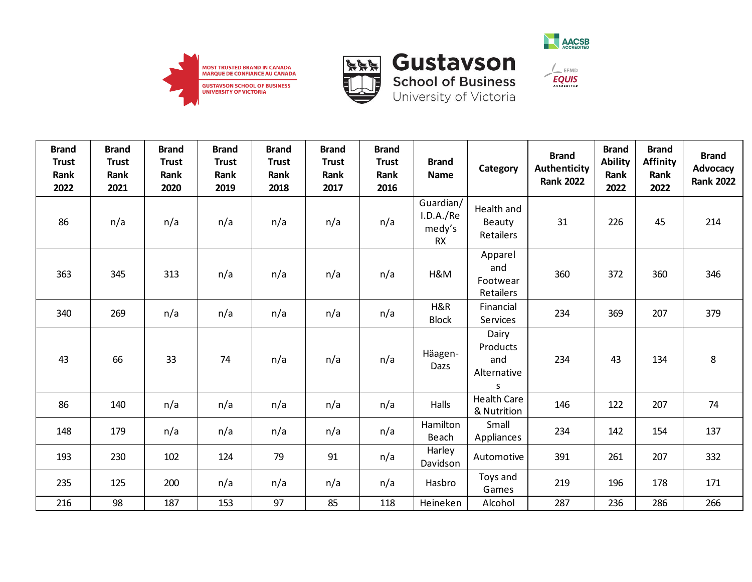| Brand Trust Rank 2022 | Brand Trust Rank 2021 | Brand Trust Rank 2020 | Brand Trust Rank 2019 | Brand Trust Rank 2018 | Brand Trust Rank 2017 | Brand Trust Rank 2016 | Brand Name | Category | Brand Authenticity Rank 2022 | Brand Ability Rank 2022 | Brand Affinity Rank 2022 | Brand Advocacy Rank 2022 |
|---|---|---|---|---|---|---|---|---|---|---|---|---|
| 86 | n/a | n/a | n/a | n/a | n/a | n/a | Guardian/ I.D.A./Remedy's RX | Health and Beauty Retailers | 31 | 226 | 45 | 214 |
| 363 | 345 | 313 | n/a | n/a | n/a | n/a | H&M | Apparel and Footwear Retailers | 360 | 372 | 360 | 346 |
| 340 | 269 | n/a | n/a | n/a | n/a | n/a | H&R Block | Financial Services | 234 | 369 | 207 | 379 |
| 43 | 66 | 33 | 74 | n/a | n/a | n/a | Häagen-Dazs | Dairy Products and Alternatives | 234 | 43 | 134 | 8 |
| 86 | 140 | n/a | n/a | n/a | n/a | n/a | Halls | Health Care & Nutrition | 146 | 122 | 207 | 74 |
| 148 | 179 | n/a | n/a | n/a | n/a | n/a | Hamilton Beach | Small Appliances | 234 | 142 | 154 | 137 |
| 193 | 230 | 102 | 124 | 79 | 91 | n/a | Harley Davidson | Automotive | 391 | 261 | 207 | 332 |
| 235 | 125 | 200 | n/a | n/a | n/a | n/a | Hasbro | Toys and Games | 219 | 196 | 178 | 171 |
| 216 | 98 | 187 | 153 | 97 | 85 | 118 | Heineken | Alcohol | 287 | 236 | 286 | 266 |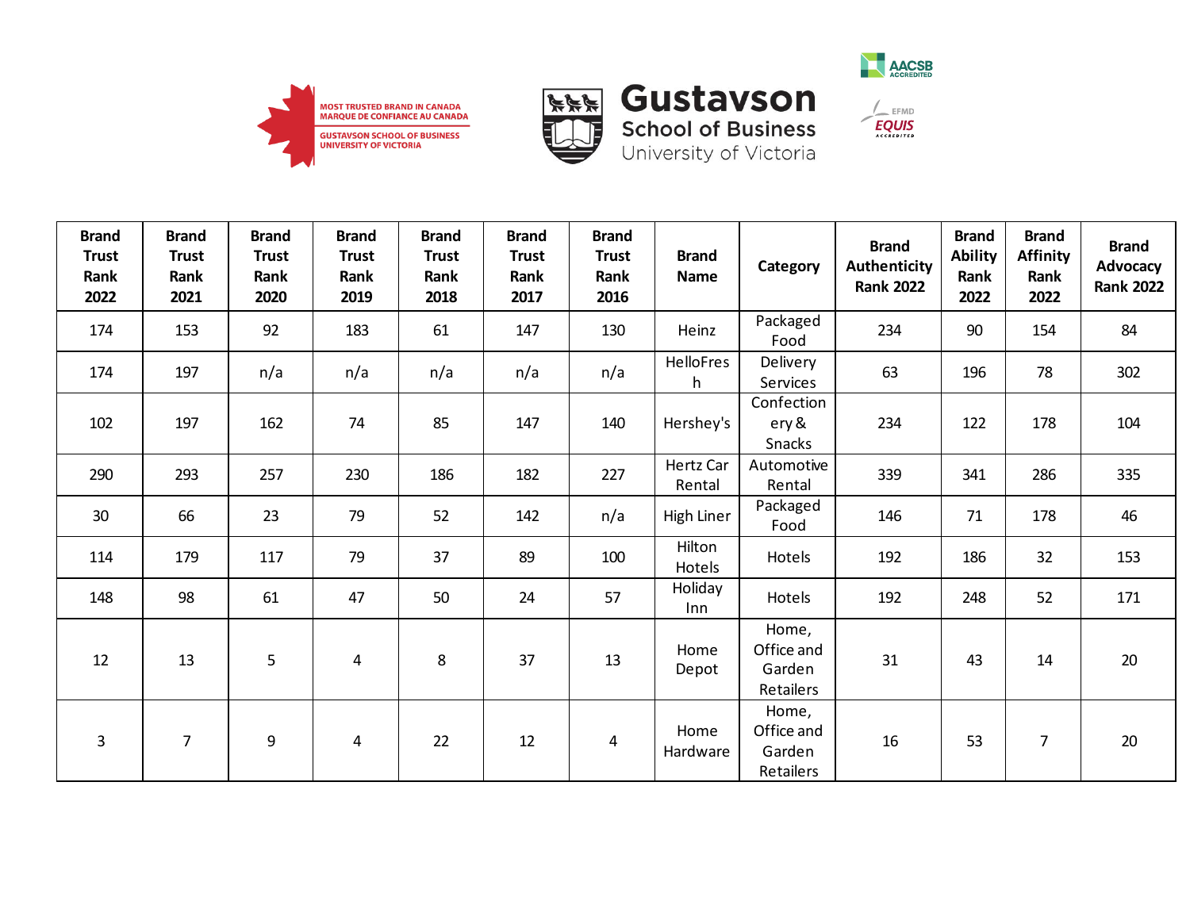| Brand Trust Rank 2022 | Brand Trust Rank 2021 | Brand Trust Rank 2020 | Brand Trust Rank 2019 | Brand Trust Rank 2018 | Brand Trust Rank 2017 | Brand Trust Rank 2016 | Brand Name | Category | Brand Authenticity Rank 2022 | Brand Ability Rank 2022 | Brand Affinity Rank 2022 | Brand Advocacy Rank 2022 |
|---|---|---|---|---|---|---|---|---|---|---|---|---|
| 174 | 153 | 92 | 183 | 61 | 147 | 130 | Heinz | Packaged Food | 234 | 90 | 154 | 84 |
| 174 | 197 | n/a | n/a | n/a | n/a | n/a | HelloFresh | Delivery Services | 63 | 196 | 78 | 302 |
| 102 | 197 | 162 | 74 | 85 | 147 | 140 | Hershey's | Confectionery & Snacks | 234 | 122 | 178 | 104 |
| 290 | 293 | 257 | 230 | 186 | 182 | 227 | Hertz Car Rental | Automotive Rental | 339 | 341 | 286 | 335 |
| 30 | 66 | 23 | 79 | 52 | 142 | n/a | High Liner | Packaged Food | 146 | 71 | 178 | 46 |
| 114 | 179 | 117 | 79 | 37 | 89 | 100 | Hilton Hotels | Hotels | 192 | 186 | 32 | 153 |
| 148 | 98 | 61 | 47 | 50 | 24 | 57 | Holiday Inn | Hotels | 192 | 248 | 52 | 171 |
| 12 | 13 | 5 | 4 | 8 | 37 | 13 | Home Depot | Home, Office and Garden Retailers | 31 | 43 | 14 | 20 |
| 3 | 7 | 9 | 4 | 22 | 12 | 4 | Home Hardware | Home, Office and Garden Retailers | 16 | 53 | 7 | 20 |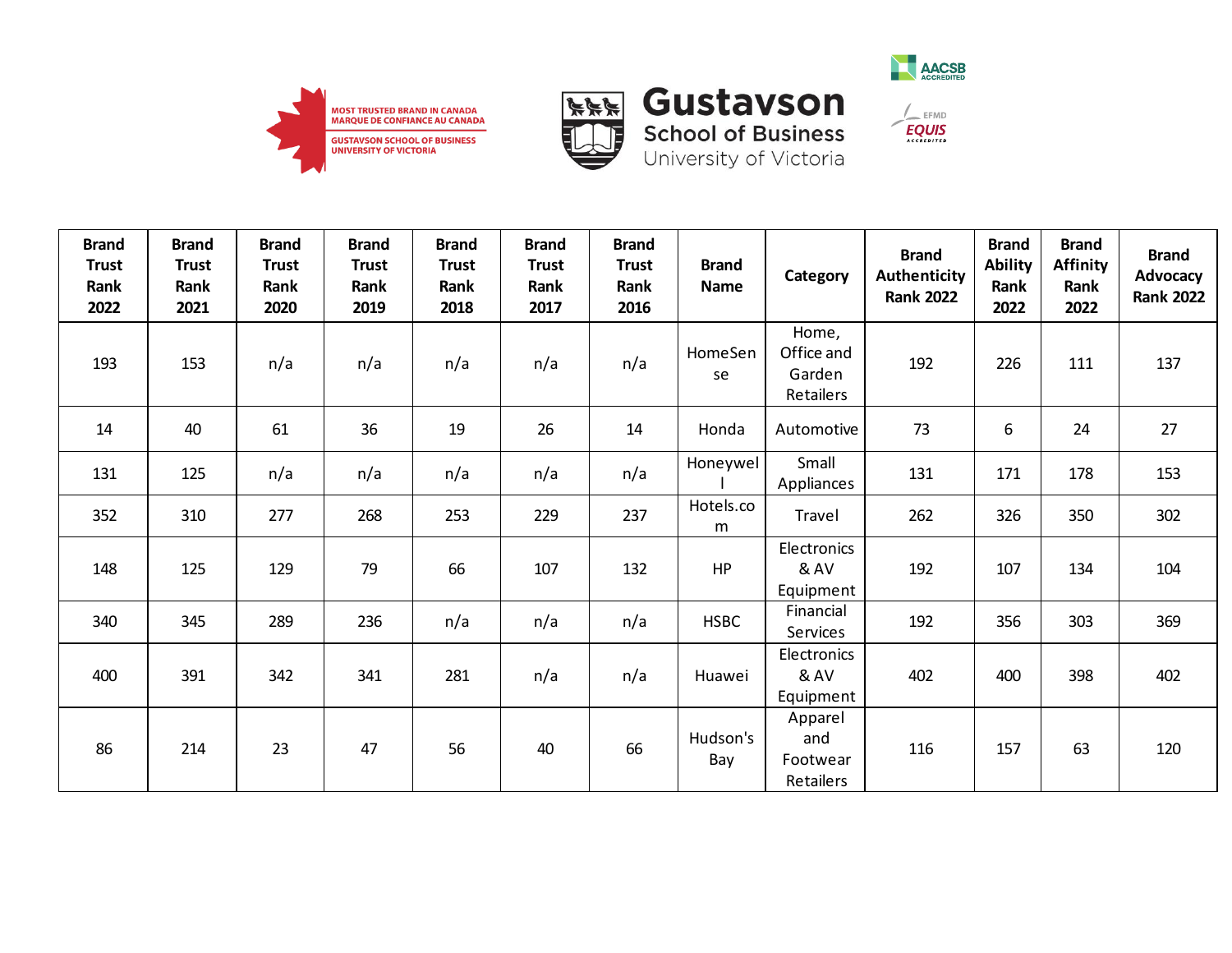| Brand Trust Rank 2022 | Brand Trust Rank 2021 | Brand Trust Rank 2020 | Brand Trust Rank 2019 | Brand Trust Rank 2018 | Brand Trust Rank 2017 | Brand Trust Rank 2016 | Brand Name | Category | Brand Authenticity Rank 2022 | Brand Ability Rank 2022 | Brand Affinity Rank 2022 | Brand Advocacy Rank 2022 |
|---|---|---|---|---|---|---|---|---|---|---|---|---|
| 193 | 153 | n/a | n/a | n/a | n/a | n/a | HomeSense | Home, Office and Garden Retailers | 192 | 226 | 111 | 137 |
| 14 | 40 | 61 | 36 | 19 | 26 | 14 | Honda | Automotive | 73 | 6 | 24 | 27 |
| 131 | 125 | n/a | n/a | n/a | n/a | n/a | Honeywell | Small Appliances | 131 | 171 | 178 | 153 |
| 352 | 310 | 277 | 268 | 253 | 229 | 237 | Hotels.com | Travel | 262 | 326 | 350 | 302 |
| 148 | 125 | 129 | 79 | 66 | 107 | 132 | HP | Electronics & AV Equipment | 192 | 107 | 134 | 104 |
| 340 | 345 | 289 | 236 | n/a | n/a | n/a | HSBC | Financial Services | 192 | 356 | 303 | 369 |
| 400 | 391 | 342 | 341 | 281 | n/a | n/a | Huawei | Electronics & AV Equipment | 402 | 400 | 398 | 402 |
| 86 | 214 | 23 | 47 | 56 | 40 | 66 | Hudson's Bay | Apparel and Footwear Retailers | 116 | 157 | 63 | 120 |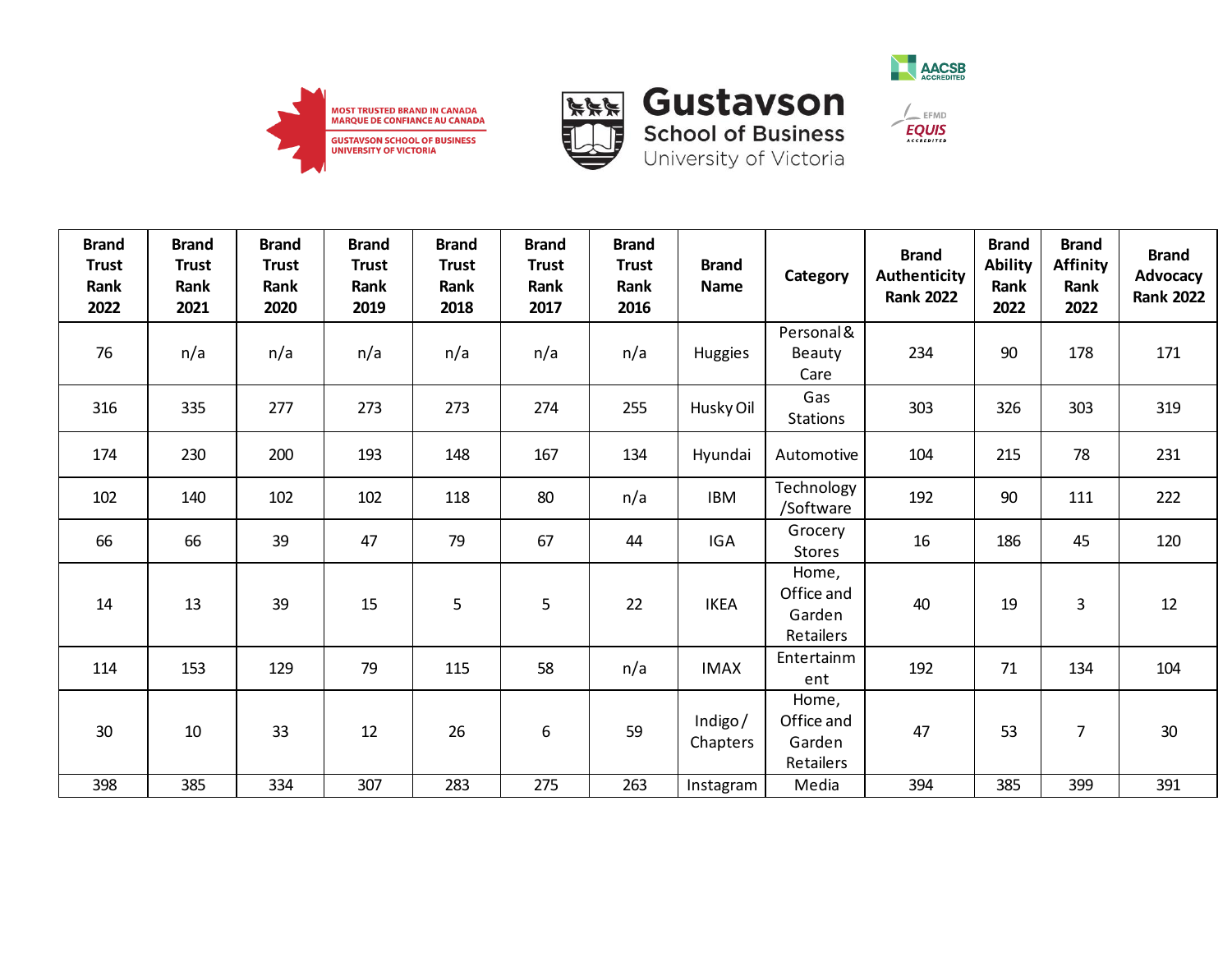| Brand Trust Rank 2022 | Brand Trust Rank 2021 | Brand Trust Rank 2020 | Brand Trust Rank 2019 | Brand Trust Rank 2018 | Brand Trust Rank 2017 | Brand Trust Rank 2016 | Brand Name | Category | Brand Authenticity Rank 2022 | Brand Ability Rank 2022 | Brand Affinity Rank 2022 | Brand Advocacy Rank 2022 |
|---|---|---|---|---|---|---|---|---|---|---|---|---|
| 76 | n/a | n/a | n/a | n/a | n/a | n/a | Huggies | Personal & Beauty Care | 234 | 90 | 178 | 171 |
| 316 | 335 | 277 | 273 | 273 | 274 | 255 | Husky Oil | Gas Stations | 303 | 326 | 303 | 319 |
| 174 | 230 | 200 | 193 | 148 | 167 | 134 | Hyundai | Automotive | 104 | 215 | 78 | 231 |
| 102 | 140 | 102 | 102 | 118 | 80 | n/a | IBM | Technology /Software | 192 | 90 | 111 | 222 |
| 66 | 66 | 39 | 47 | 79 | 67 | 44 | IGA | Grocery Stores | 16 | 186 | 45 | 120 |
| 14 | 13 | 39 | 15 | 5 | 5 | 22 | IKEA | Home, Office and Garden Retailers | 40 | 19 | 3 | 12 |
| 114 | 153 | 129 | 79 | 115 | 58 | n/a | IMAX | Entertainment | 192 | 71 | 134 | 104 |
| 30 | 10 | 33 | 12 | 26 | 6 | 59 | Indigo / Chapters | Home, Office and Garden Retailers | 47 | 53 | 7 | 30 |
| 398 | 385 | 334 | 307 | 283 | 275 | 263 | Instagram | Media | 394 | 385 | 399 | 391 |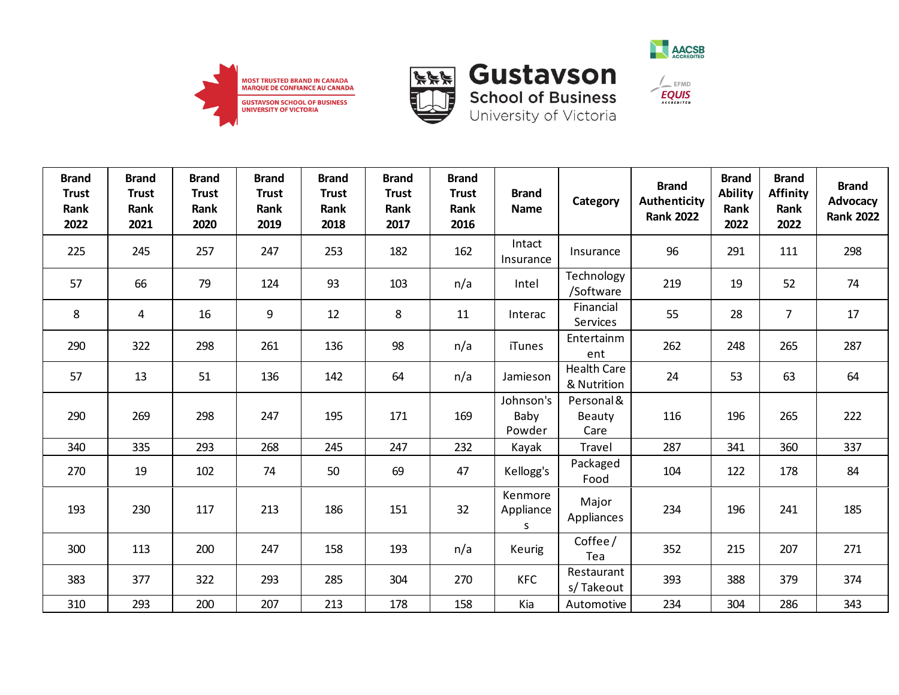MOST TRUSTED BRAND IN CANADA
MARQUE DE CONFIANCE AU CANADA
GUSTAVSON SCHOOL OF BUSINESS
UNIVERSITY OF VICTORIA

Gustavson School of Business University of Victoria

AACSB ACCREDITED

EFMD EQUIS ACCREDITED

| Brand Trust Rank 2022 | Brand Trust Rank 2021 | Brand Trust Rank 2020 | Brand Trust Rank 2019 | Brand Trust Rank 2018 | Brand Trust Rank 2017 | Brand Trust Rank 2016 | Brand Name | Category | Brand Authenticity Rank 2022 | Brand Ability Rank 2022 | Brand Affinity Rank 2022 | Brand Advocacy Rank 2022 |
|---|---|---|---|---|---|---|---|---|---|---|---|---|
| 225 | 245 | 257 | 247 | 253 | 182 | 162 | Intact Insurance | Insurance | 96 | 291 | 111 | 298 |
| 57 | 66 | 79 | 124 | 93 | 103 | n/a | Intel | Technology /Software | 219 | 19 | 52 | 74 |
| 8 | 4 | 16 | 9 | 12 | 8 | 11 | Interac | Financial Services | 55 | 28 | 7 | 17 |
| 290 | 322 | 298 | 261 | 136 | 98 | n/a | iTunes | Entertainment | 262 | 248 | 265 | 287 |
| 57 | 13 | 51 | 136 | 142 | 64 | n/a | Jamieson | Health Care & Nutrition | 24 | 53 | 63 | 64 |
| 290 | 269 | 298 | 247 | 195 | 171 | 169 | Johnson's Baby Powder | Personal & Beauty Care | 116 | 196 | 265 | 222 |
| 340 | 335 | 293 | 268 | 245 | 247 | 232 | Kayak | Travel | 287 | 341 | 360 | 337 |
| 270 | 19 | 102 | 74 | 50 | 69 | 47 | Kellogg's | Packaged Food | 104 | 122 | 178 | 84 |
| 193 | 230 | 117 | 213 | 186 | 151 | 32 | Kenmore Appliances | Major Appliances | 234 | 196 | 241 | 185 |
| 300 | 113 | 200 | 247 | 158 | 193 | n/a | Keurig | Coffee / Tea | 352 | 215 | 207 | 271 |
| 383 | 377 | 322 | 293 | 285 | 304 | 270 | KFC | Restaurants/ Takeout | 393 | 388 | 379 | 374 |
| 310 | 293 | 200 | 207 | 213 | 178 | 158 | Kia | Automotive | 234 | 304 | 286 | 343 |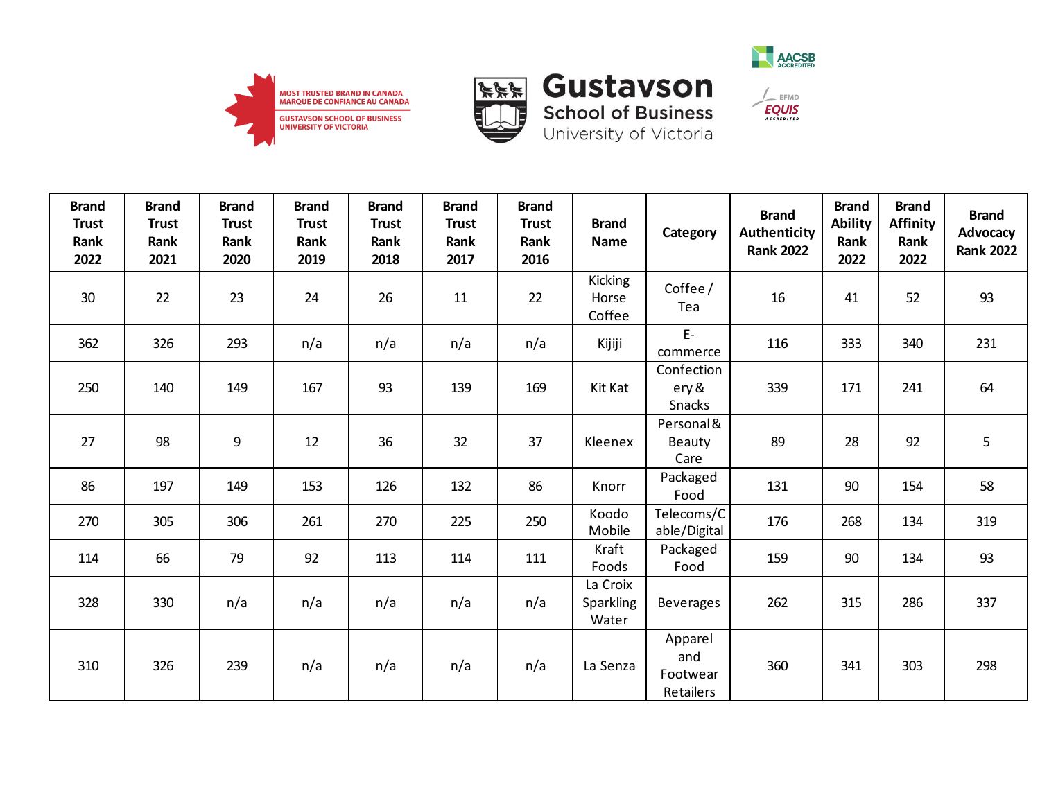| Brand Trust Rank 2022 | Brand Trust Rank 2021 | Brand Trust Rank 2020 | Brand Trust Rank 2019 | Brand Trust Rank 2018 | Brand Trust Rank 2017 | Brand Trust Rank 2016 | Brand Name | Category | Brand Authenticity Rank 2022 | Brand Ability Rank 2022 | Brand Affinity Rank 2022 | Brand Advocacy Rank 2022 |
|---|---|---|---|---|---|---|---|---|---|---|---|---|
| 30 | 22 | 23 | 24 | 26 | 11 | 22 | Kicking Horse Coffee | Coffee / Tea | 16 | 41 | 52 | 93 |
| 362 | 326 | 293 | n/a | n/a | n/a | n/a | Kijiji | E-commerce | 116 | 333 | 340 | 231 |
| 250 | 140 | 149 | 167 | 93 | 139 | 169 | Kit Kat | Confectionery & Snacks | 339 | 171 | 241 | 64 |
| 27 | 98 | 9 | 12 | 36 | 32 | 37 | Kleenex | Personal & Beauty Care | 89 | 28 | 92 | 5 |
| 86 | 197 | 149 | 153 | 126 | 132 | 86 | Knorr | Packaged Food | 131 | 90 | 154 | 58 |
| 270 | 305 | 306 | 261 | 270 | 225 | 250 | Koodo Mobile | Telecoms/Cable/Digital | 176 | 268 | 134 | 319 |
| 114 | 66 | 79 | 92 | 113 | 114 | 111 | Kraft Foods | Packaged Food | 159 | 90 | 134 | 93 |
| 328 | 330 | n/a | n/a | n/a | n/a | n/a | La Croix Sparkling Water | Beverages | 262 | 315 | 286 | 337 |
| 310 | 326 | 239 | n/a | n/a | n/a | n/a | La Senza | Apparel and Footwear Retailers | 360 | 341 | 303 | 298 |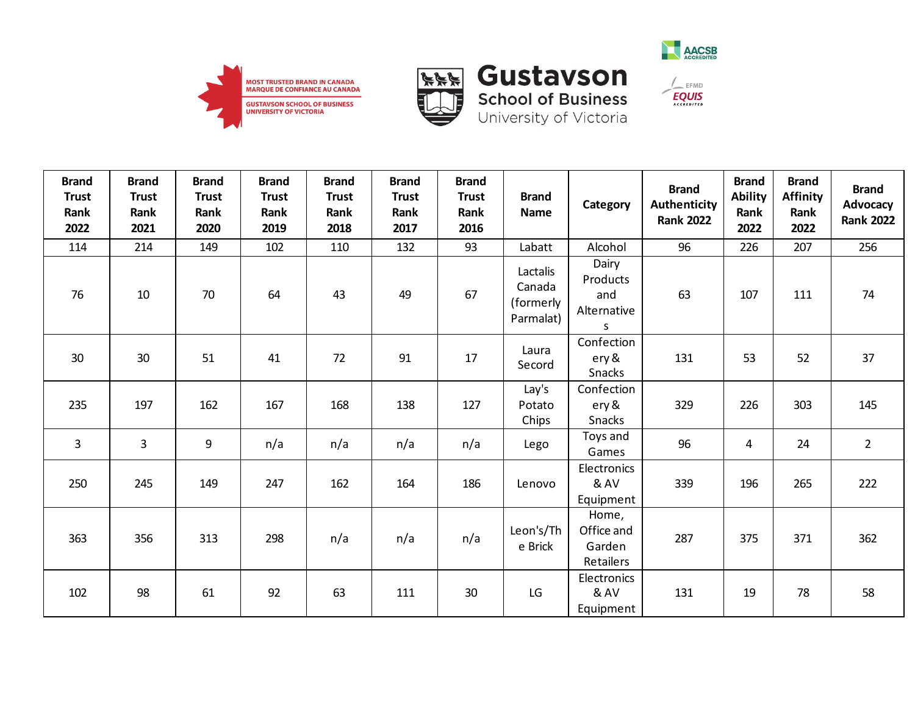| Brand Trust Rank 2022 | Brand Trust Rank 2021 | Brand Trust Rank 2020 | Brand Trust Rank 2019 | Brand Trust Rank 2018 | Brand Trust Rank 2017 | Brand Trust Rank 2016 | Brand Name | Category | Brand Authenticity Rank 2022 | Brand Ability Rank 2022 | Brand Affinity Rank 2022 | Brand Advocacy Rank 2022 |
|---|---|---|---|---|---|---|---|---|---|---|---|---|
| 114 | 214 | 149 | 102 | 110 | 132 | 93 | Labatt | Alcohol | 96 | 226 | 207 | 256 |
| 76 | 10 | 70 | 64 | 43 | 49 | 67 | Lactalis Canada (formerly Parmalat) | Dairy Products and Alternatives | 63 | 107 | 111 | 74 |
| 30 | 30 | 51 | 41 | 72 | 91 | 17 | Laura Secord | Confectionery & Snacks | 131 | 53 | 52 | 37 |
| 235 | 197 | 162 | 167 | 168 | 138 | 127 | Lay's Potato Chips | Confectionery & Snacks | 329 | 226 | 303 | 145 |
| 3 | 3 | 9 | n/a | n/a | n/a | n/a | Lego | Toys and Games | 96 | 4 | 24 | 2 |
| 250 | 245 | 149 | 247 | 162 | 164 | 186 | Lenovo | Electronics & AV Equipment | 339 | 196 | 265 | 222 |
| 363 | 356 | 313 | 298 | n/a | n/a | n/a | Leon's/The Brick | Home, Office and Garden Retailers | 287 | 375 | 371 | 362 |
| 102 | 98 | 61 | 92 | 63 | 111 | 30 | LG | Electronics & AV Equipment | 131 | 19 | 78 | 58 |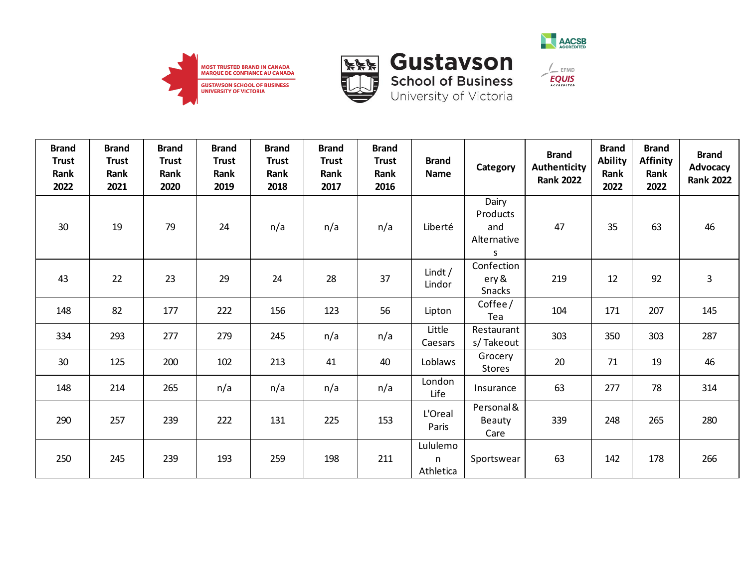| Brand Trust Rank 2022 | Brand Trust Rank 2021 | Brand Trust Rank 2020 | Brand Trust Rank 2019 | Brand Trust Rank 2018 | Brand Trust Rank 2017 | Brand Trust Rank 2016 | Brand Name | Category | Brand Authenticity Rank 2022 | Brand Ability Rank 2022 | Brand Affinity Rank 2022 | Brand Advocacy Rank 2022 |
|---|---|---|---|---|---|---|---|---|---|---|---|---|
| 30 | 19 | 79 | 24 | n/a | n/a | n/a | Liberté | Dairy Products and Alternatives | 47 | 35 | 63 | 46 |
| 43 | 22 | 23 | 29 | 24 | 28 | 37 | Lindt / Lindor | Confectionery & Snacks | 219 | 12 | 92 | 3 |
| 148 | 82 | 177 | 222 | 156 | 123 | 56 | Lipton | Coffee / Tea | 104 | 171 | 207 | 145 |
| 334 | 293 | 277 | 279 | 245 | n/a | n/a | Little Caesars | Restaurants/ Takeout | 303 | 350 | 303 | 287 |
| 30 | 125 | 200 | 102 | 213 | 41 | 40 | Loblaws | Grocery Stores | 20 | 71 | 19 | 46 |
| 148 | 214 | 265 | n/a | n/a | n/a | n/a | London Life | Insurance | 63 | 277 | 78 | 314 |
| 290 | 257 | 239 | 222 | 131 | 225 | 153 | L'Oreal Paris | Personal & Beauty Care | 339 | 248 | 265 | 280 |
| 250 | 245 | 239 | 193 | 259 | 198 | 211 | Lululemon Athletica | Sportswear | 63 | 142 | 178 | 266 |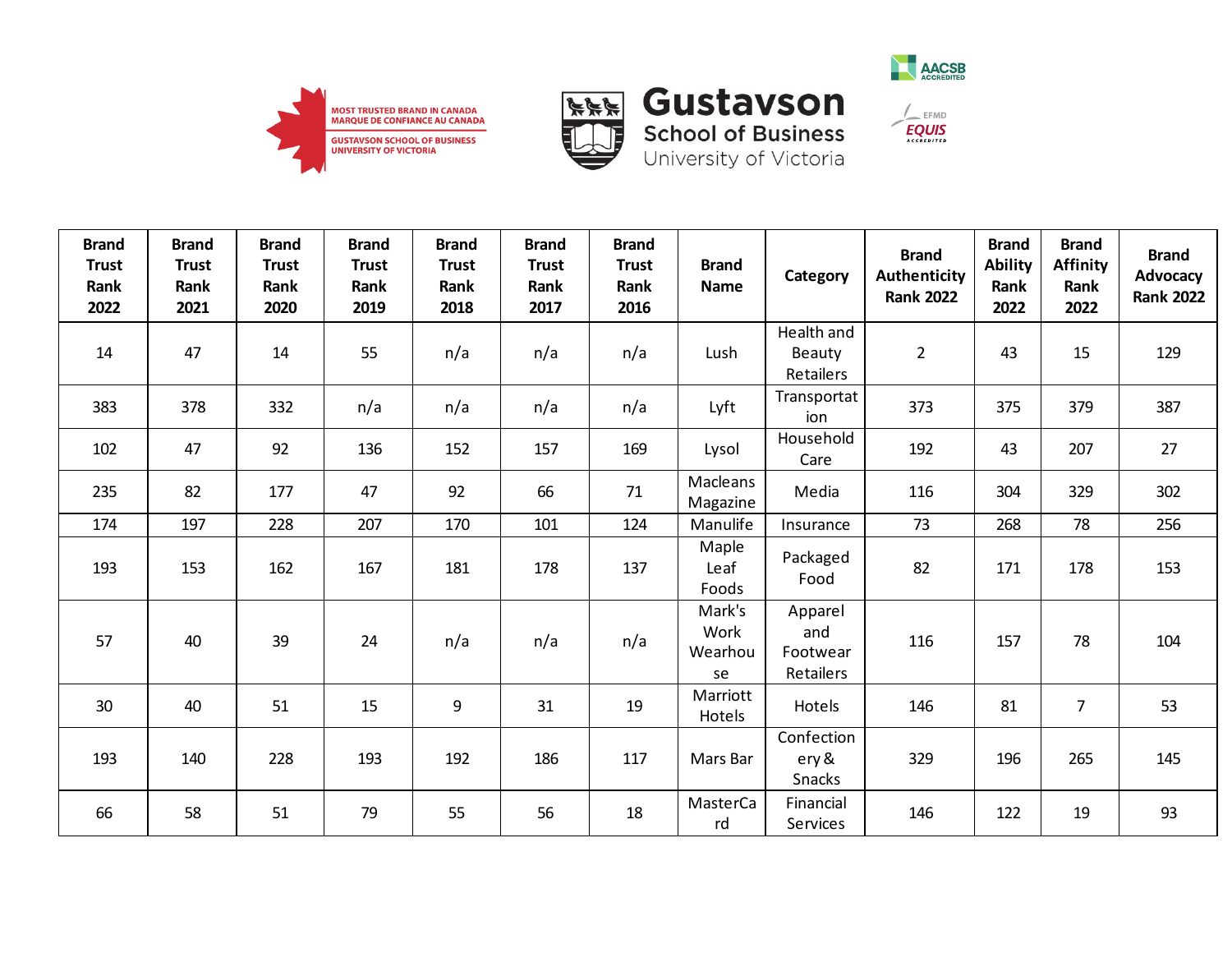| Brand Trust Rank 2022 | Brand Trust Rank 2021 | Brand Trust Rank 2020 | Brand Trust Rank 2019 | Brand Trust Rank 2018 | Brand Trust Rank 2017 | Brand Trust Rank 2016 | Brand Name | Category | Brand Authenticity Rank 2022 | Brand Ability Rank 2022 | Brand Affinity Rank 2022 | Brand Advocacy Rank 2022 |
|---|---|---|---|---|---|---|---|---|---|---|---|---|
| 14 | 47 | 14 | 55 | n/a | n/a | n/a | Lush | Health and Beauty Retailers | 2 | 43 | 15 | 129 |
| 383 | 378 | 332 | n/a | n/a | n/a | n/a | Lyft | Transportation | 373 | 375 | 379 | 387 |
| 102 | 47 | 92 | 136 | 152 | 157 | 169 | Lysol | Household Care | 192 | 43 | 207 | 27 |
| 235 | 82 | 177 | 47 | 92 | 66 | 71 | Macleans Magazine | Media | 116 | 304 | 329 | 302 |
| 174 | 197 | 228 | 207 | 170 | 101 | 124 | Manulife | Insurance | 73 | 268 | 78 | 256 |
| 193 | 153 | 162 | 167 | 181 | 178 | 137 | Maple Leaf Foods | Packaged Food | 82 | 171 | 178 | 153 |
| 57 | 40 | 39 | 24 | n/a | n/a | n/a | Mark's Work Wearhouse | Apparel and Footwear Retailers | 116 | 157 | 78 | 104 |
| 30 | 40 | 51 | 15 | 9 | 31 | 19 | Marriott Hotels | Hotels | 146 | 81 | 7 | 53 |
| 193 | 140 | 228 | 193 | 192 | 186 | 117 | Mars Bar | Confectionery & Snacks | 329 | 196 | 265 | 145 |
| 66 | 58 | 51 | 79 | 55 | 56 | 18 | MasterCard | Financial Services | 146 | 122 | 19 | 93 |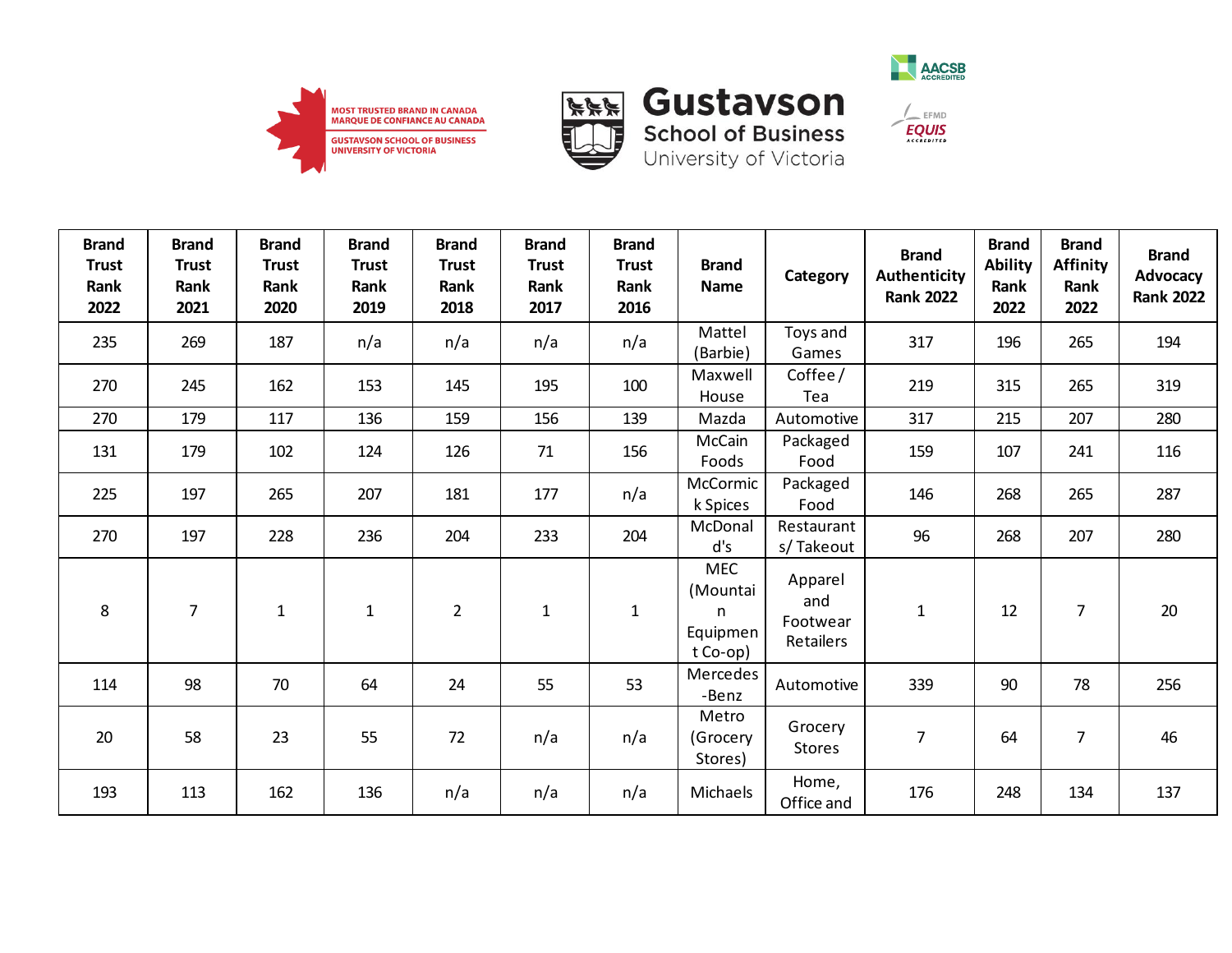MOST TRUSTED BRAND IN CANADA
MARQUE DE CONFIANCE AU CANADA
GUSTAVSON SCHOOL OF BUSINESS
UNIVERSITY OF VICTORIA

| Brand Trust Rank 2022 | Brand Trust Rank 2021 | Brand Trust Rank 2020 | Brand Trust Rank 2019 | Brand Trust Rank 2018 | Brand Trust Rank 2017 | Brand Trust Rank 2016 | Brand Name | Category | Brand Authenticity Rank 2022 | Brand Ability Rank 2022 | Brand Affinity Rank 2022 | Brand Advocacy Rank 2022 |
|---|---|---|---|---|---|---|---|---|---|---|---|---|
| 235 | 269 | 187 | n/a | n/a | n/a | n/a | Mattel (Barbie) | Toys and Games | 317 | 196 | 265 | 194 |
| 270 | 245 | 162 | 153 | 145 | 195 | 100 | Maxwell House | Coffee / Tea | 219 | 315 | 265 | 319 |
| 270 | 179 | 117 | 136 | 159 | 156 | 139 | Mazda | Automotive | 317 | 215 | 207 | 280 |
| 131 | 179 | 102 | 124 | 126 | 71 | 156 | McCain Foods | Packaged Food | 159 | 107 | 241 | 116 |
| 225 | 197 | 265 | 207 | 181 | 177 | n/a | McCormick Spices | Packaged Food | 146 | 268 | 265 | 287 |
| 270 | 197 | 228 | 236 | 204 | 233 | 204 | McDonald's | Restaurants/ Takeout | 96 | 268 | 207 | 280 |
| 8 | 7 | 1 | 1 | 2 | 1 | 1 | MEC (Mountain Equipment Co-op) | Apparel and Footwear Retailers | 1 | 12 | 7 | 20 |
| 114 | 98 | 70 | 64 | 24 | 55 | 53 | Mercedes-Benz | Automotive | 339 | 90 | 78 | 256 |
| 20 | 58 | 23 | 55 | 72 | n/a | n/a | Metro (Grocery Stores) | Grocery Stores | 7 | 64 | 7 | 46 |
| 193 | 113 | 162 | 136 | n/a | n/a | n/a | Michaels | Home, Office and | 176 | 248 | 134 | 137 |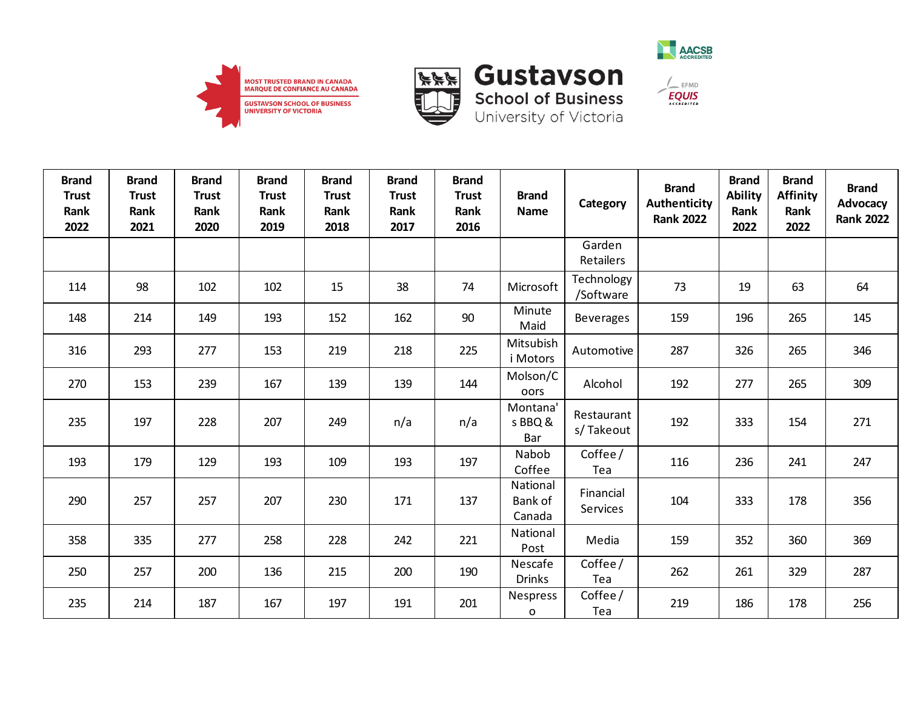MOST TRUSTED BRAND IN CANADA
MARQUE DE CONFIANCE AU CANADA
GUSTAVSON SCHOOL OF BUSINESS
UNIVERSITY OF VICTORIA

**Gustavson**
School of Business
University of Victoria

AACSB ACCREDITED

EFMD EQUIS ACCREDITED

| Brand Trust Rank 2022 | Brand Trust Rank 2021 | Brand Trust Rank 2020 | Brand Trust Rank 2019 | Brand Trust Rank 2018 | Brand Trust Rank 2017 | Brand Trust Rank 2016 | Brand Name | Category | Brand Authenticity Rank 2022 | Brand Ability Rank 2022 | Brand Affinity Rank 2022 | Brand Advocacy Rank 2022 |
|---|---|---|---|---|---|---|---|---|---|---|---|---|
| | | | | | | | | Garden Retailers | | | | |
| 114 | 98 | 102 | 102 | 15 | 38 | 74 | Microsoft | Technology /Software | 73 | 19 | 63 | 64 |
| 148 | 214 | 149 | 193 | 152 | 162 | 90 | Minute Maid | Beverages | 159 | 196 | 265 | 145 |
| 316 | 293 | 277 | 153 | 219 | 218 | 225 | Mitsubishi Motors | Automotive | 287 | 326 | 265 | 346 |
| 270 | 153 | 239 | 167 | 139 | 139 | 144 | Molson/Coors | Alcohol | 192 | 277 | 265 | 309 |
| 235 | 197 | 228 | 207 | 249 | n/a | n/a | Montana's BBQ & Bar | Restaurants/ Takeout | 192 | 333 | 154 | 271 |
| 193 | 179 | 129 | 193 | 109 | 193 | 197 | Nabob Coffee | Coffee / Tea | 116 | 236 | 241 | 247 |
| 290 | 257 | 257 | 207 | 230 | 171 | 137 | National Bank of Canada | Financial Services | 104 | 333 | 178 | 356 |
| 358 | 335 | 277 | 258 | 228 | 242 | 221 | National Post | Media | 159 | 352 | 360 | 369 |
| 250 | 257 | 200 | 136 | 215 | 200 | 190 | Nescafe Drinks | Coffee / Tea | 262 | 261 | 329 | 287 |
| 235 | 214 | 187 | 167 | 197 | 191 | 201 | Nespresso | Coffee / Tea | 219 | 186 | 178 | 256 |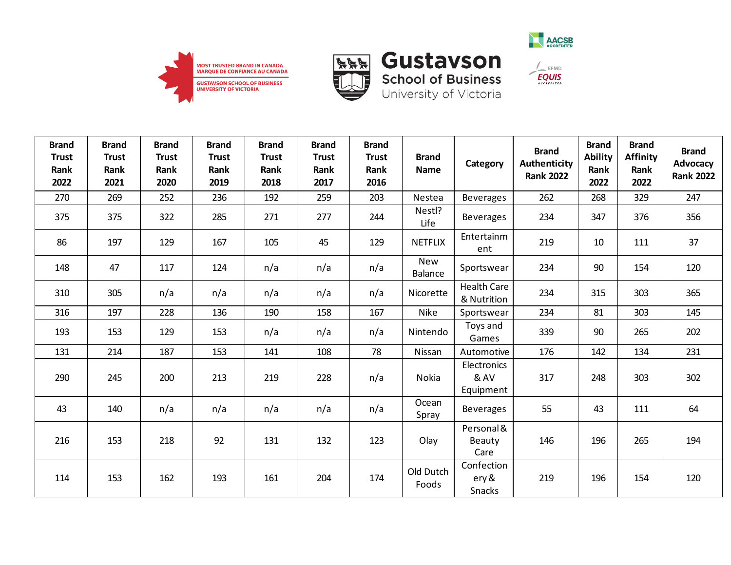| Brand Trust Rank 2022 | Brand Trust Rank 2021 | Brand Trust Rank 2020 | Brand Trust Rank 2019 | Brand Trust Rank 2018 | Brand Trust Rank 2017 | Brand Trust Rank 2016 | Brand Name | Category | Brand Authenticity Rank 2022 | Brand Ability Rank 2022 | Brand Affinity Rank 2022 | Brand Advocacy Rank 2022 |
|---|---|---|---|---|---|---|---|---|---|---|---|---|
| 270 | 269 | 252 | 236 | 192 | 259 | 203 | Nestea | Beverages | 262 | 268 | 329 | 247 |
| 375 | 375 | 322 | 285 | 271 | 277 | 244 | Nestl? Life | Beverages | 234 | 347 | 376 | 356 |
| 86 | 197 | 129 | 167 | 105 | 45 | 129 | NETFLIX | Entertainment | 219 | 10 | 111 | 37 |
| 148 | 47 | 117 | 124 | n/a | n/a | n/a | New Balance | Sportswear | 234 | 90 | 154 | 120 |
| 310 | 305 | n/a | n/a | n/a | n/a | n/a | Nicorette | Health Care & Nutrition | 234 | 315 | 303 | 365 |
| 316 | 197 | 228 | 136 | 190 | 158 | 167 | Nike | Sportswear | 234 | 81 | 303 | 145 |
| 193 | 153 | 129 | 153 | n/a | n/a | n/a | Nintendo | Toys and Games | 339 | 90 | 265 | 202 |
| 131 | 214 | 187 | 153 | 141 | 108 | 78 | Nissan | Automotive | 176 | 142 | 134 | 231 |
| 290 | 245 | 200 | 213 | 219 | 228 | n/a | Nokia | Electronics & AV Equipment | 317 | 248 | 303 | 302 |
| 43 | 140 | n/a | n/a | n/a | n/a | n/a | Ocean Spray | Beverages | 55 | 43 | 111 | 64 |
| 216 | 153 | 218 | 92 | 131 | 132 | 123 | Olay | Personal & Beauty Care | 146 | 196 | 265 | 194 |
| 114 | 153 | 162 | 193 | 161 | 204 | 174 | Old Dutch Foods | Confectionery & Snacks | 219 | 196 | 154 | 120 |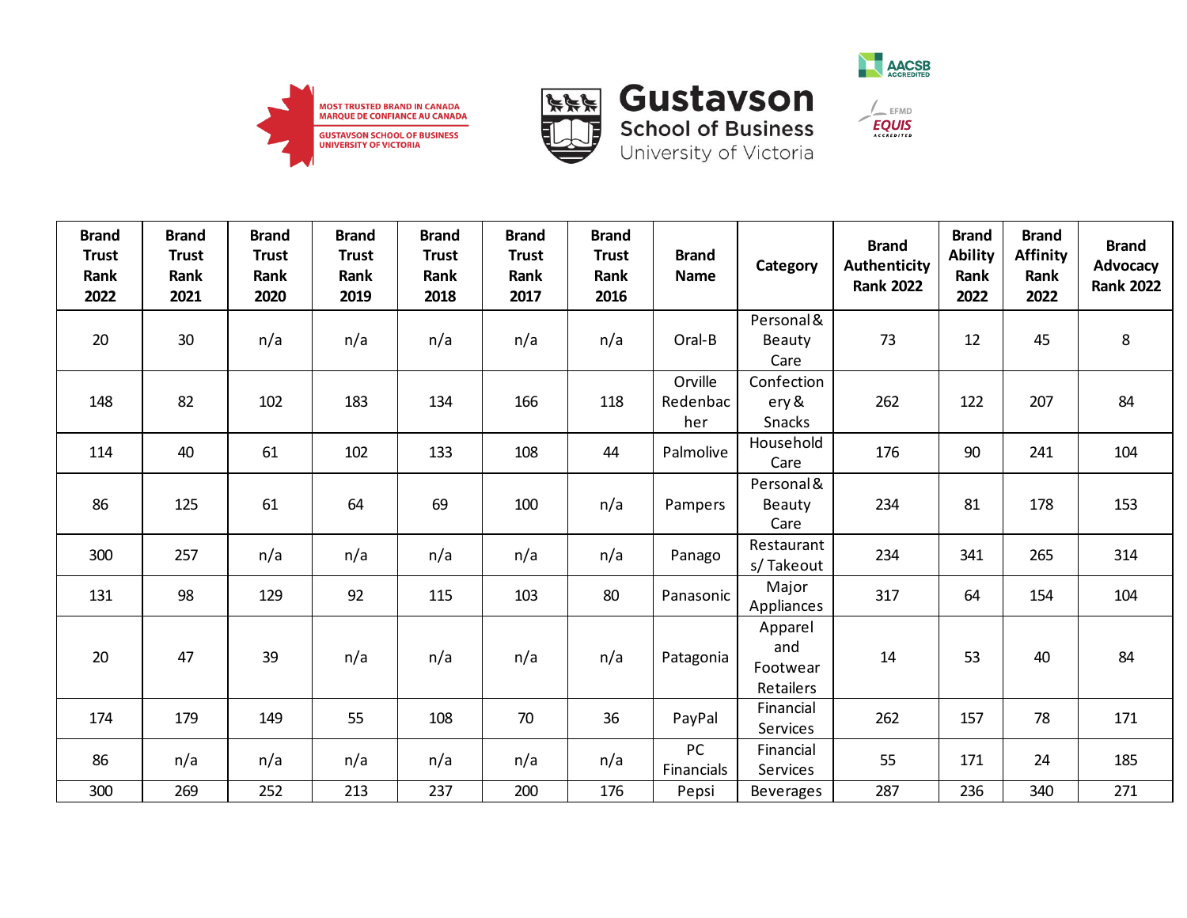| Brand Trust Rank 2022 | Brand Trust Rank 2021 | Brand Trust Rank 2020 | Brand Trust Rank 2019 | Brand Trust Rank 2018 | Brand Trust Rank 2017 | Brand Trust Rank 2016 | Brand Name | Category | Brand Authenticity Rank 2022 | Brand Ability Rank 2022 | Brand Affinity Rank 2022 | Brand Advocacy Rank 2022 |
|---|---|---|---|---|---|---|---|---|---|---|---|---|
| 20 | 30 | n/a | n/a | n/a | n/a | n/a | Oral-B | Personal & Beauty Care | 73 | 12 | 45 | 8 |
| 148 | 82 | 102 | 183 | 134 | 166 | 118 | Orville Redenbacher | Confectionery & Snacks | 262 | 122 | 207 | 84 |
| 114 | 40 | 61 | 102 | 133 | 108 | 44 | Palmolive | Household Care | 176 | 90 | 241 | 104 |
| 86 | 125 | 61 | 64 | 69 | 100 | n/a | Pampers | Personal & Beauty Care | 234 | 81 | 178 | 153 |
| 300 | 257 | n/a | n/a | n/a | n/a | n/a | Panago | Restaurants/ Takeout | 234 | 341 | 265 | 314 |
| 131 | 98 | 129 | 92 | 115 | 103 | 80 | Panasonic | Major Appliances | 317 | 64 | 154 | 104 |
| 20 | 47 | 39 | n/a | n/a | n/a | n/a | Patagonia | Apparel and Footwear Retailers | 14 | 53 | 40 | 84 |
| 174 | 179 | 149 | 55 | 108 | 70 | 36 | PayPal | Financial Services | 262 | 157 | 78 | 171 |
| 86 | n/a | n/a | n/a | n/a | n/a | n/a | PC Financials | Financial Services | 55 | 171 | 24 | 185 |
| 300 | 269 | 252 | 213 | 237 | 200 | 176 | Pepsi | Beverages | 287 | 236 | 340 | 271 |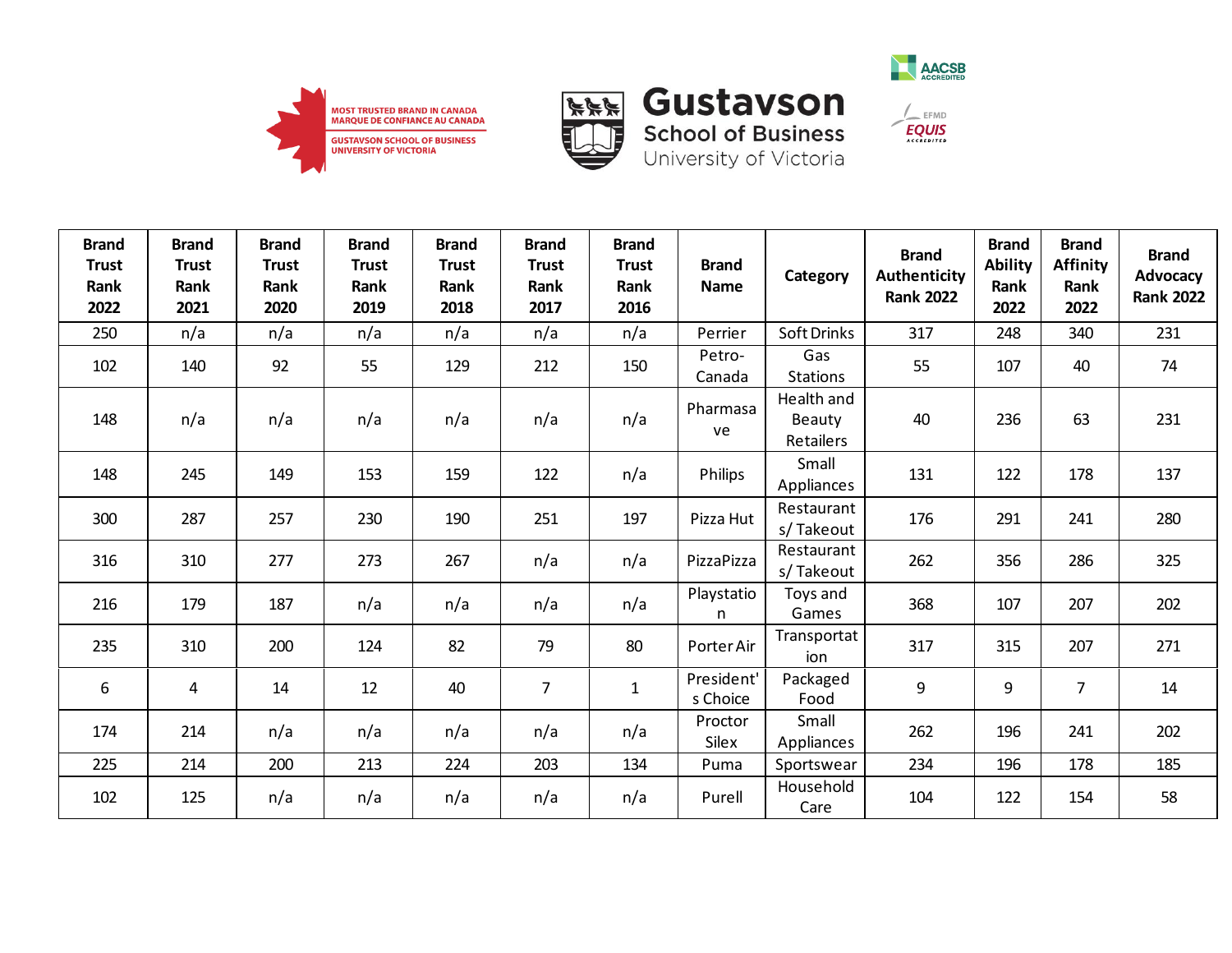| Brand Trust Rank 2022 | Brand Trust Rank 2021 | Brand Trust Rank 2020 | Brand Trust Rank 2019 | Brand Trust Rank 2018 | Brand Trust Rank 2017 | Brand Trust Rank 2016 | Brand Name | Category | Brand Authenticity Rank 2022 | Brand Ability Rank 2022 | Brand Affinity Rank 2022 | Brand Advocacy Rank 2022 |
|---|---|---|---|---|---|---|---|---|---|---|---|---|
| 250 | n/a | n/a | n/a | n/a | n/a | n/a | Perrier | Soft Drinks | 317 | 248 | 340 | 231 |
| 102 | 140 | 92 | 55 | 129 | 212 | 150 | Petro-Canada | Gas Stations | 55 | 107 | 40 | 74 |
| 148 | n/a | n/a | n/a | n/a | n/a | n/a | Pharmasave | Health and Beauty Retailers | 40 | 236 | 63 | 231 |
| 148 | 245 | 149 | 153 | 159 | 122 | n/a | Philips | Small Appliances | 131 | 122 | 178 | 137 |
| 300 | 287 | 257 | 230 | 190 | 251 | 197 | Pizza Hut | Restaurants/ Takeout | 176 | 291 | 241 | 280 |
| 316 | 310 | 277 | 273 | 267 | n/a | n/a | PizzaPizza | Restaurants/ Takeout | 262 | 356 | 286 | 325 |
| 216 | 179 | 187 | n/a | n/a | n/a | n/a | Playstation | Toys and Games | 368 | 107 | 207 | 202 |
| 235 | 310 | 200 | 124 | 82 | 79 | 80 | Porter Air | Transportation | 317 | 315 | 207 | 271 |
| 6 | 4 | 14 | 12 | 40 | 7 | 1 | President's Choice | Packaged Food | 9 | 9 | 7 | 14 |
| 174 | 214 | n/a | n/a | n/a | n/a | n/a | Proctor Silex | Small Appliances | 262 | 196 | 241 | 202 |
| 225 | 214 | 200 | 213 | 224 | 203 | 134 | Puma | Sportswear | 234 | 196 | 178 | 185 |
| 102 | 125 | n/a | n/a | n/a | n/a | n/a | Purell | Household Care | 104 | 122 | 154 | 58 |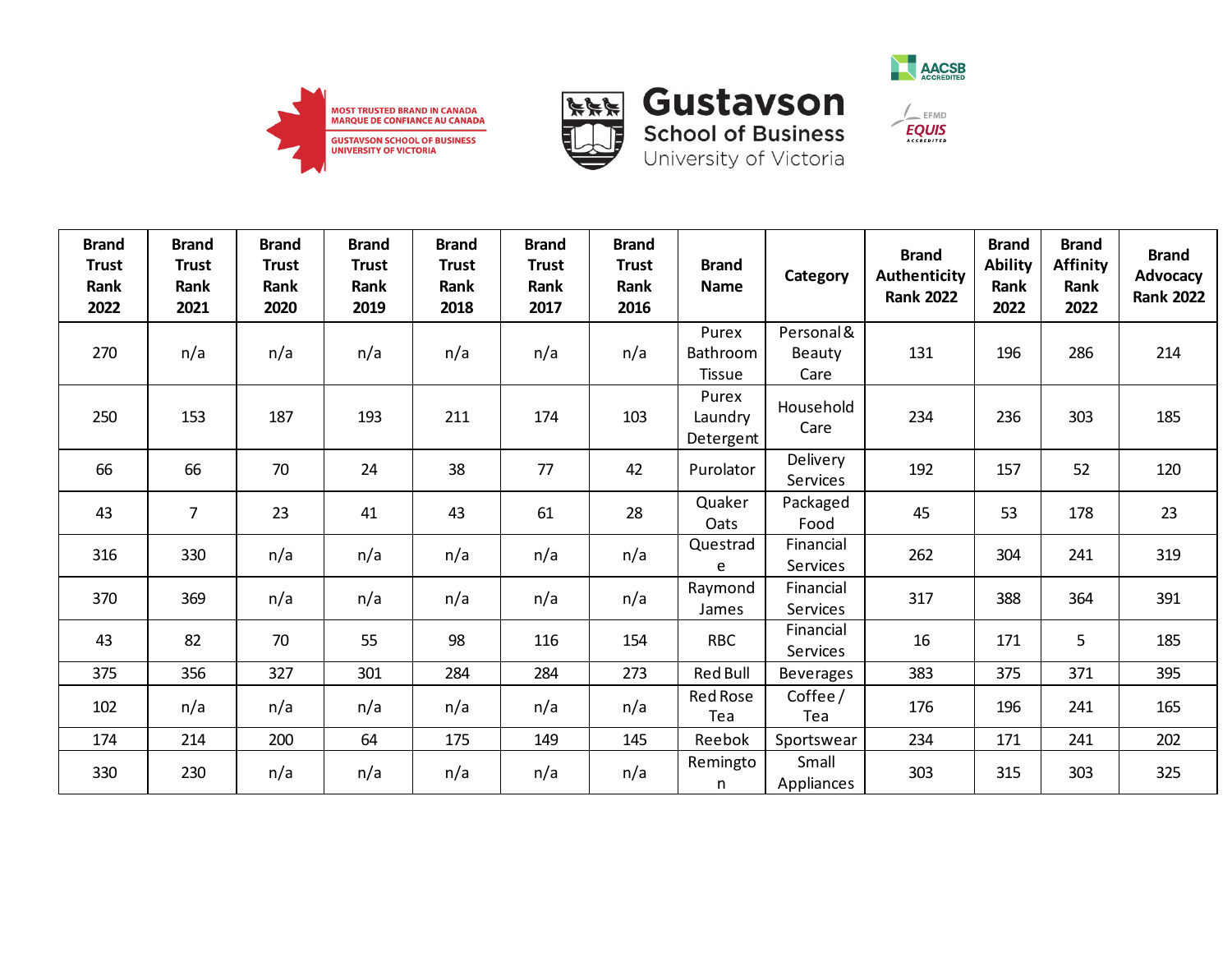| Brand Trust Rank 2022 | Brand Trust Rank 2021 | Brand Trust Rank 2020 | Brand Trust Rank 2019 | Brand Trust Rank 2018 | Brand Trust Rank 2017 | Brand Trust Rank 2016 | Brand Name | Category | Brand Authenticity Rank 2022 | Brand Ability Rank 2022 | Brand Affinity Rank 2022 | Brand Advocacy Rank 2022 |
|---|---|---|---|---|---|---|---|---|---|---|---|---|
| 270 | n/a | n/a | n/a | n/a | n/a | n/a | Purex Bathroom Tissue | Personal & Beauty Care | 131 | 196 | 286 | 214 |
| 250 | 153 | 187 | 193 | 211 | 174 | 103 | Purex Laundry Detergent | Household Care | 234 | 236 | 303 | 185 |
| 66 | 66 | 70 | 24 | 38 | 77 | 42 | Purolator | Delivery Services | 192 | 157 | 52 | 120 |
| 43 | 7 | 23 | 41 | 43 | 61 | 28 | Quaker Oats | Packaged Food | 45 | 53 | 178 | 23 |
| 316 | 330 | n/a | n/a | n/a | n/a | n/a | Questrade | Financial Services | 262 | 304 | 241 | 319 |
| 370 | 369 | n/a | n/a | n/a | n/a | n/a | Raymond James | Financial Services | 317 | 388 | 364 | 391 |
| 43 | 82 | 70 | 55 | 98 | 116 | 154 | RBC | Financial Services | 16 | 171 | 5 | 185 |
| 375 | 356 | 327 | 301 | 284 | 284 | 273 | Red Bull | Beverages | 383 | 375 | 371 | 395 |
| 102 | n/a | n/a | n/a | n/a | n/a | n/a | Red Rose Tea | Coffee / Tea | 176 | 196 | 241 | 165 |
| 174 | 214 | 200 | 64 | 175 | 149 | 145 | Reebok | Sportswear | 234 | 171 | 241 | 202 |
| 330 | 230 | n/a | n/a | n/a | n/a | n/a | Remington | Small Appliances | 303 | 315 | 303 | 325 |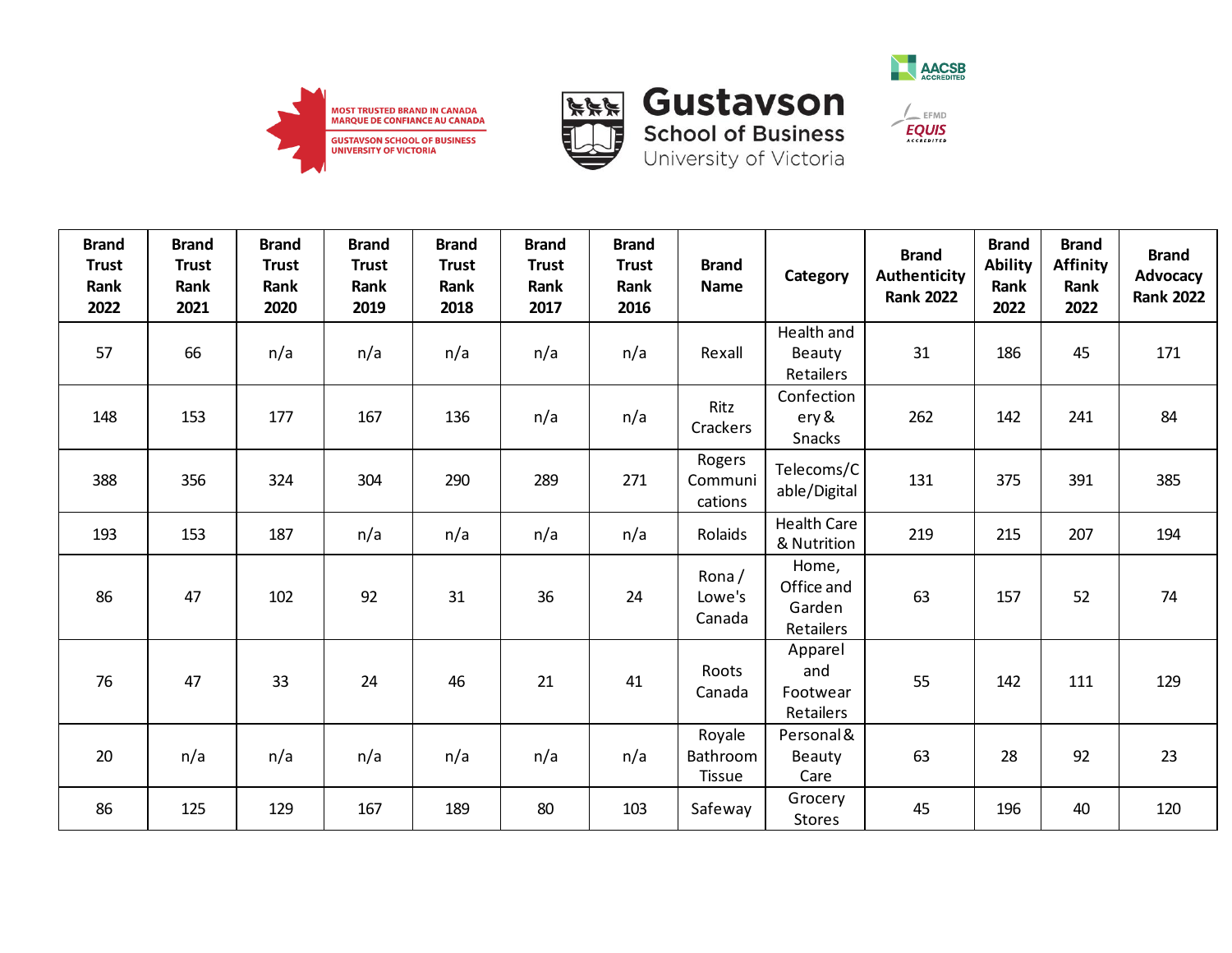| Brand Trust Rank 2022 | Brand Trust Rank 2021 | Brand Trust Rank 2020 | Brand Trust Rank 2019 | Brand Trust Rank 2018 | Brand Trust Rank 2017 | Brand Trust Rank 2016 | Brand Name | Category | Brand Authenticity Rank 2022 | Brand Ability Rank 2022 | Brand Affinity Rank 2022 | Brand Advocacy Rank 2022 |
|---|---|---|---|---|---|---|---|---|---|---|---|---|
| 57 | 66 | n/a | n/a | n/a | n/a | n/a | Rexall | Health and Beauty Retailers | 31 | 186 | 45 | 171 |
| 148 | 153 | 177 | 167 | 136 | n/a | n/a | Ritz Crackers | Confectionery & Snacks | 262 | 142 | 241 | 84 |
| 388 | 356 | 324 | 304 | 290 | 289 | 271 | Rogers Communications | Telecoms/Cable/Digital | 131 | 375 | 391 | 385 |
| 193 | 153 | 187 | n/a | n/a | n/a | n/a | Rolaids | Health Care & Nutrition | 219 | 215 | 207 | 194 |
| 86 | 47 | 102 | 92 | 31 | 36 | 24 | Rona / Lowe's Canada | Home, Office and Garden Retailers | 63 | 157 | 52 | 74 |
| 76 | 47 | 33 | 24 | 46 | 21 | 41 | Roots Canada | Apparel and Footwear Retailers | 55 | 142 | 111 | 129 |
| 20 | n/a | n/a | n/a | n/a | n/a | n/a | Royale Bathroom Tissue | Personal & Beauty Care | 63 | 28 | 92 | 23 |
| 86 | 125 | 129 | 167 | 189 | 80 | 103 | Safeway | Grocery Stores | 45 | 196 | 40 | 120 |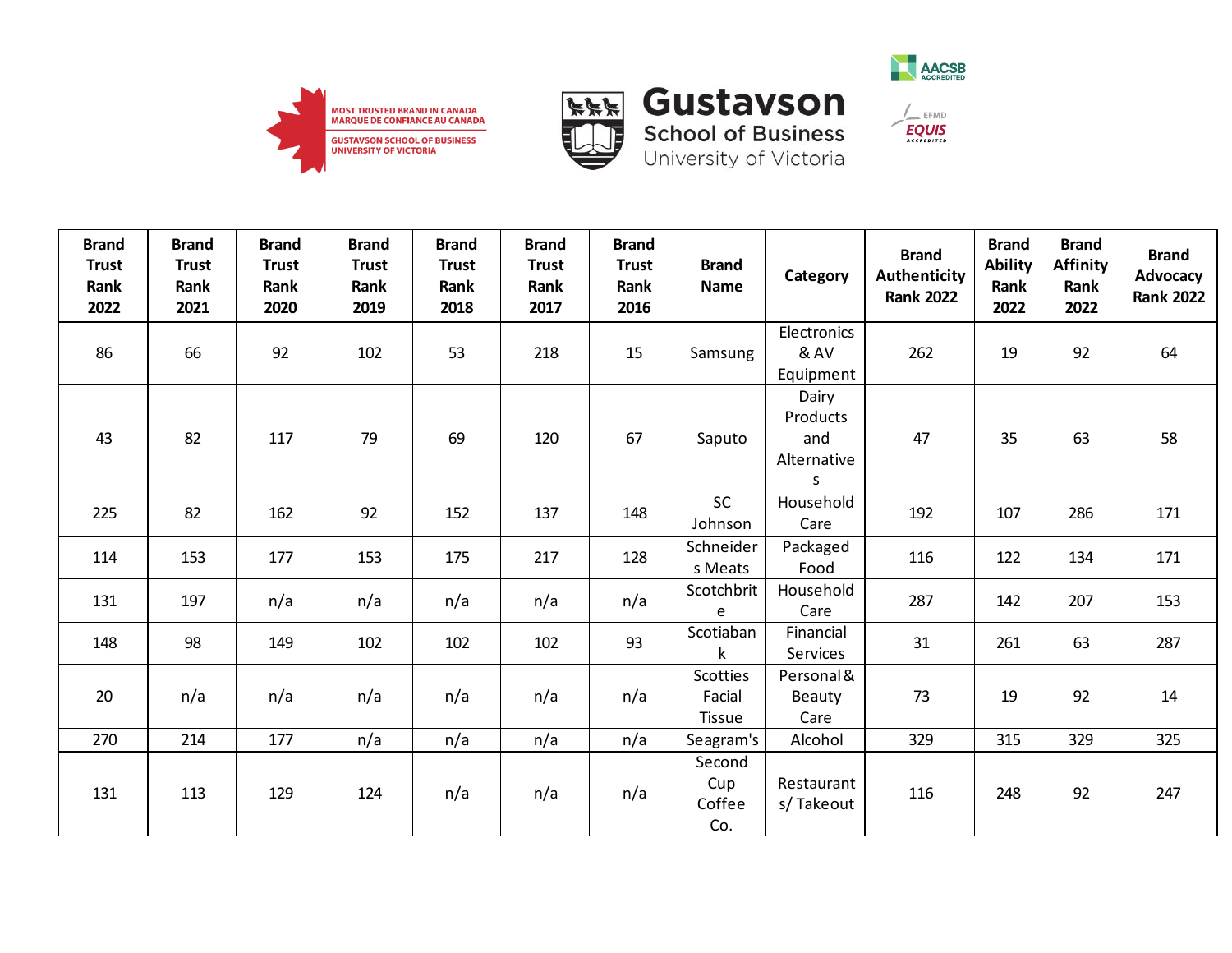| Brand Trust Rank 2022 | Brand Trust Rank 2021 | Brand Trust Rank 2020 | Brand Trust Rank 2019 | Brand Trust Rank 2018 | Brand Trust Rank 2017 | Brand Trust Rank 2016 | Brand Name | Category | Brand Authenticity Rank 2022 | Brand Ability Rank 2022 | Brand Affinity Rank 2022 | Brand Advocacy Rank 2022 |
|---|---|---|---|---|---|---|---|---|---|---|---|---|
| 86 | 66 | 92 | 102 | 53 | 218 | 15 | Samsung | Electronics & AV Equipment | 262 | 19 | 92 | 64 |
| 43 | 82 | 117 | 79 | 69 | 120 | 67 | Saputo | Dairy Products and Alternatives | 47 | 35 | 63 | 58 |
| 225 | 82 | 162 | 92 | 152 | 137 | 148 | SC Johnson | Household Care | 192 | 107 | 286 | 171 |
| 114 | 153 | 177 | 153 | 175 | 217 | 128 | Schneiders Meats | Packaged Food | 116 | 122 | 134 | 171 |
| 131 | 197 | n/a | n/a | n/a | n/a | n/a | Scotchbrite | Household Care | 287 | 142 | 207 | 153 |
| 148 | 98 | 149 | 102 | 102 | 102 | 93 | Scotiabank | Financial Services | 31 | 261 | 63 | 287 |
| 20 | n/a | n/a | n/a | n/a | n/a | n/a | Scotties Facial Tissue | Personal & Beauty Care | 73 | 19 | 92 | 14 |
| 270 | 214 | 177 | n/a | n/a | n/a | n/a | Seagram's | Alcohol | 329 | 315 | 329 | 325 |
| 131 | 113 | 129 | 124 | n/a | n/a | n/a | Second Cup Coffee Co. | Restaurants/ Takeout | 116 | 248 | 92 | 247 |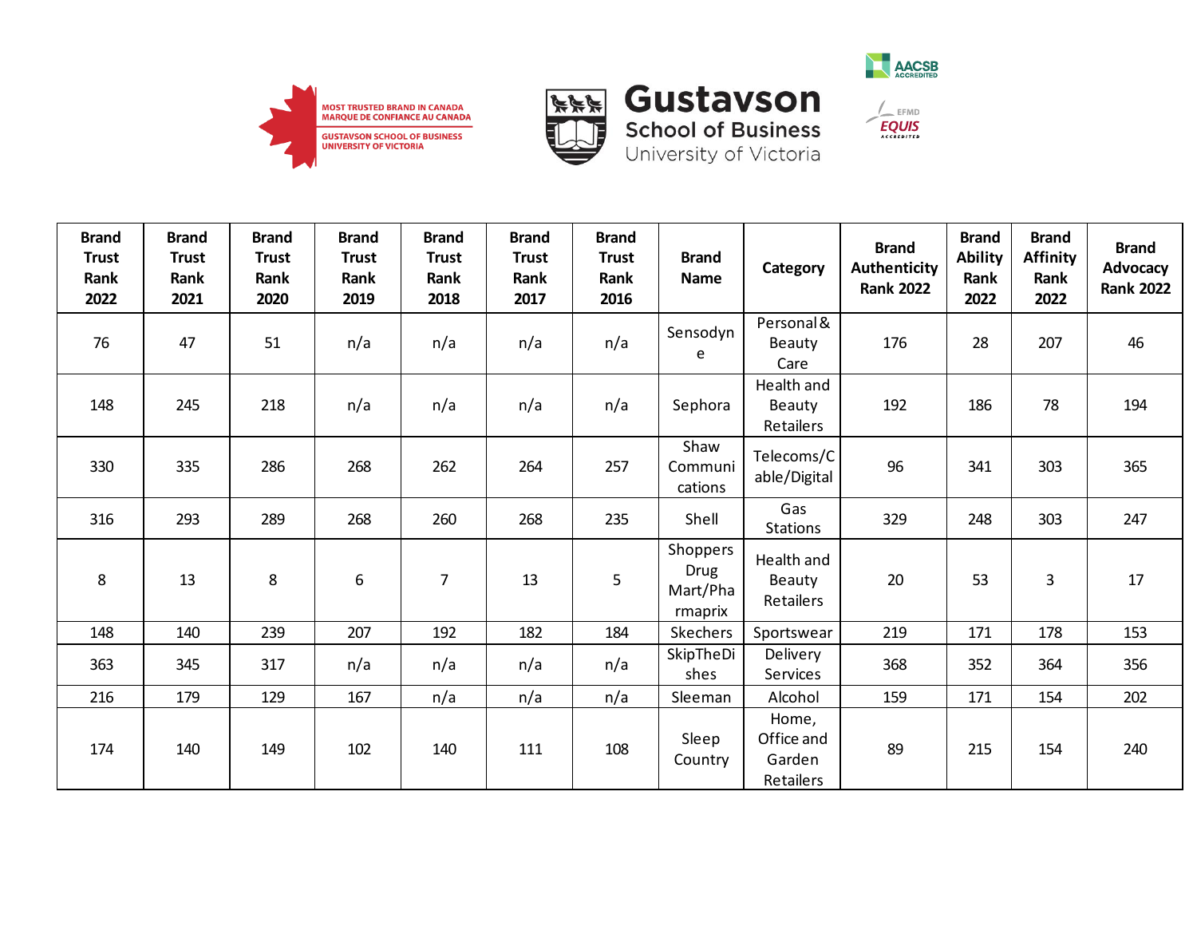| Brand Trust Rank 2022 | Brand Trust Rank 2021 | Brand Trust Rank 2020 | Brand Trust Rank 2019 | Brand Trust Rank 2018 | Brand Trust Rank 2017 | Brand Trust Rank 2016 | Brand Name | Category | Brand Authenticity Rank 2022 | Brand Ability Rank 2022 | Brand Affinity Rank 2022 | Brand Advocacy Rank 2022 |
|---|---|---|---|---|---|---|---|---|---|---|---|---|
| 76 | 47 | 51 | n/a | n/a | n/a | n/a | Sensodyne | Personal & Beauty Care | 176 | 28 | 207 | 46 |
| 148 | 245 | 218 | n/a | n/a | n/a | n/a | Sephora | Health and Beauty Retailers | 192 | 186 | 78 | 194 |
| 330 | 335 | 286 | 268 | 262 | 264 | 257 | Shaw Communications | Telecoms/Cable/Digital | 96 | 341 | 303 | 365 |
| 316 | 293 | 289 | 268 | 260 | 268 | 235 | Shell | Gas Stations | 329 | 248 | 303 | 247 |
| 8 | 13 | 8 | 6 | 7 | 13 | 5 | Shoppers Drug Mart/Pharmaprix | Health and Beauty Retailers | 20 | 53 | 3 | 17 |
| 148 | 140 | 239 | 207 | 192 | 182 | 184 | Skechers | Sportswear | 219 | 171 | 178 | 153 |
| 363 | 345 | 317 | n/a | n/a | n/a | n/a | SkipTheDishes | Delivery Services | 368 | 352 | 364 | 356 |
| 216 | 179 | 129 | 167 | n/a | n/a | n/a | Sleeman | Alcohol | 159 | 171 | 154 | 202 |
| 174 | 140 | 149 | 102 | 140 | 111 | 108 | Sleep Country | Home, Office and Garden Retailers | 89 | 215 | 154 | 240 |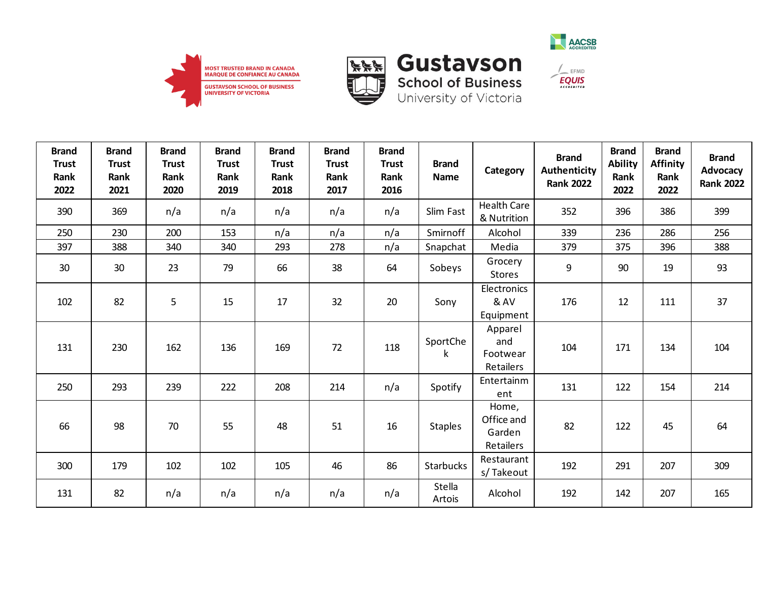| Brand Trust Rank 2022 | Brand Trust Rank 2021 | Brand Trust Rank 2020 | Brand Trust Rank 2019 | Brand Trust Rank 2018 | Brand Trust Rank 2017 | Brand Trust Rank 2016 | Brand Name | Category | Brand Authenticity Rank 2022 | Brand Ability Rank 2022 | Brand Affinity Rank 2022 | Brand Advocacy Rank 2022 |
|---|---|---|---|---|---|---|---|---|---|---|---|---|
| 390 | 369 | n/a | n/a | n/a | n/a | n/a | Slim Fast | Health Care & Nutrition | 352 | 396 | 386 | 399 |
| 250 | 230 | 200 | 153 | n/a | n/a | n/a | Smirnoff | Alcohol | 339 | 236 | 286 | 256 |
| 397 | 388 | 340 | 340 | 293 | 278 | n/a | Snapchat | Media | 379 | 375 | 396 | 388 |
| 30 | 30 | 23 | 79 | 66 | 38 | 64 | Sobeys | Grocery Stores | 9 | 90 | 19 | 93 |
| 102 | 82 | 5 | 15 | 17 | 32 | 20 | Sony | Electronics & AV Equipment | 176 | 12 | 111 | 37 |
| 131 | 230 | 162 | 136 | 169 | 72 | 118 | SportChek | Apparel and Footwear Retailers | 104 | 171 | 134 | 104 |
| 250 | 293 | 239 | 222 | 208 | 214 | n/a | Spotify | Entertainment | 131 | 122 | 154 | 214 |
| 66 | 98 | 70 | 55 | 48 | 51 | 16 | Staples | Home, Office and Garden Retailers | 82 | 122 | 45 | 64 |
| 300 | 179 | 102 | 102 | 105 | 46 | 86 | Starbucks | Restaurants/ Takeout | 192 | 291 | 207 | 309 |
| 131 | 82 | n/a | n/a | n/a | n/a | n/a | Stella Artois | Alcohol | 192 | 142 | 207 | 165 |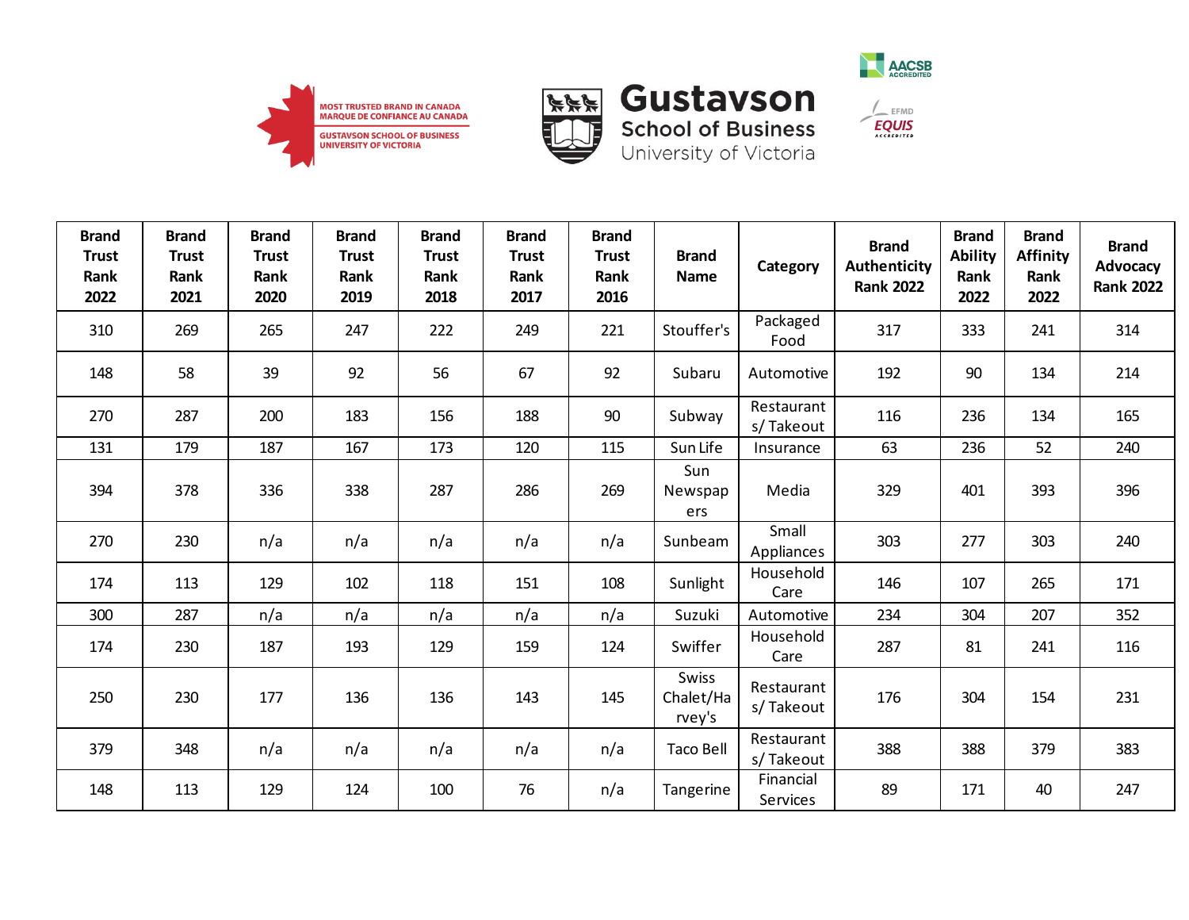MOST TRUSTED BRAND IN CANADA
MARQUE DE CONFIANCE AU CANADA
GUSTAVSON SCHOOL OF BUSINESS
UNIVERSITY OF VICTORIA

**Gustavson**
**School of Business**
University of Victoria

| Brand Trust Rank 2022 | Brand Trust Rank 2021 | Brand Trust Rank 2020 | Brand Trust Rank 2019 | Brand Trust Rank 2018 | Brand Trust Rank 2017 | Brand Trust Rank 2016 | Brand Name | Category | Brand Authenticity Rank 2022 | Brand Ability Rank 2022 | Brand Affinity Rank 2022 | Brand Advocacy Rank 2022 |
|---|---|---|---|---|---|---|---|---|---|---|---|---|
| 310 | 269 | 265 | 247 | 222 | 249 | 221 | Stouffer's | Packaged Food | 317 | 333 | 241 | 314 |
| 148 | 58 | 39 | 92 | 56 | 67 | 92 | Subaru | Automotive | 192 | 90 | 134 | 214 |
| 270 | 287 | 200 | 183 | 156 | 188 | 90 | Subway | Restaurants/ Takeout | 116 | 236 | 134 | 165 |
| 131 | 179 | 187 | 167 | 173 | 120 | 115 | Sun Life | Insurance | 63 | 236 | 52 | 240 |
| 394 | 378 | 336 | 338 | 287 | 286 | 269 | Sun Newspapers | Media | 329 | 401 | 393 | 396 |
| 270 | 230 | n/a | n/a | n/a | n/a | n/a | Sunbeam | Small Appliances | 303 | 277 | 303 | 240 |
| 174 | 113 | 129 | 102 | 118 | 151 | 108 | Sunlight | Household Care | 146 | 107 | 265 | 171 |
| 300 | 287 | n/a | n/a | n/a | n/a | n/a | Suzuki | Automotive | 234 | 304 | 207 | 352 |
| 174 | 230 | 187 | 193 | 129 | 159 | 124 | Swiffer | Household Care | 287 | 81 | 241 | 116 |
| 250 | 230 | 177 | 136 | 136 | 143 | 145 | Swiss Chalet/Harvey's | Restaurants/ Takeout | 176 | 304 | 154 | 231 |
| 379 | 348 | n/a | n/a | n/a | n/a | n/a | Taco Bell | Restaurants/ Takeout | 388 | 388 | 379 | 383 |
| 148 | 113 | 129 | 124 | 100 | 76 | n/a | Tangerine | Financial Services | 89 | 171 | 40 | 247 |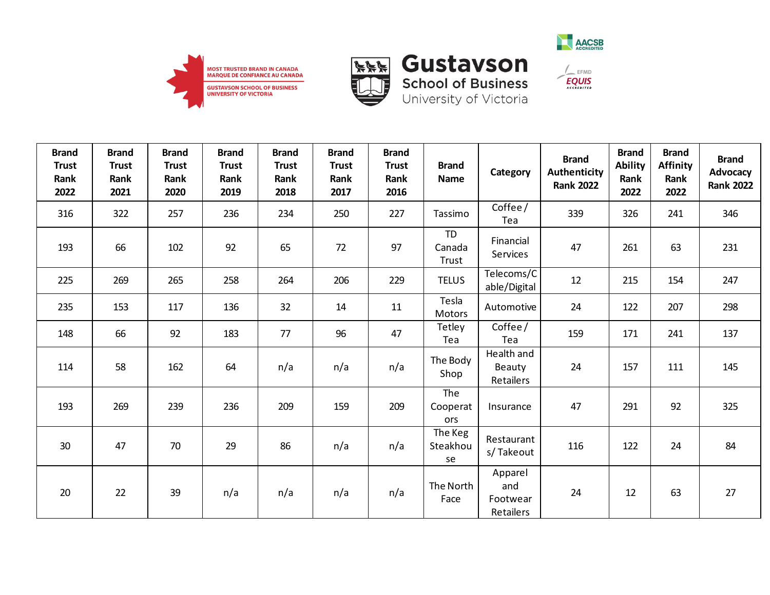MOST TRUSTED BRAND IN CANADA
MARQUE DE CONFIANCE AU CANADA
GUSTAVSON SCHOOL OF BUSINESS
UNIVERSITY OF VICTORIA

Gustavson School of Business
University of Victoria

| Brand Trust Rank 2022 | Brand Trust Rank 2021 | Brand Trust Rank 2020 | Brand Trust Rank 2019 | Brand Trust Rank 2018 | Brand Trust Rank 2017 | Brand Trust Rank 2016 | Brand Name | Category | Brand Authenticity Rank 2022 | Brand Ability Rank 2022 | Brand Affinity Rank 2022 | Brand Advocacy Rank 2022 |
|---|---|---|---|---|---|---|---|---|---|---|---|---|
| 316 | 322 | 257 | 236 | 234 | 250 | 227 | Tassimo | Coffee / Tea | 339 | 326 | 241 | 346 |
| 193 | 66 | 102 | 92 | 65 | 72 | 97 | TD Canada Trust | Financial Services | 47 | 261 | 63 | 231 |
| 225 | 269 | 265 | 258 | 264 | 206 | 229 | TELUS | Telecoms/Cable/Digital | 12 | 215 | 154 | 247 |
| 235 | 153 | 117 | 136 | 32 | 14 | 11 | Tesla Motors | Automotive | 24 | 122 | 207 | 298 |
| 148 | 66 | 92 | 183 | 77 | 96 | 47 | Tetley Tea | Coffee / Tea | 159 | 171 | 241 | 137 |
| 114 | 58 | 162 | 64 | n/a | n/a | n/a | The Body Shop | Health and Beauty Retailers | 24 | 157 | 111 | 145 |
| 193 | 269 | 239 | 236 | 209 | 159 | 209 | The Cooperators | Insurance | 47 | 291 | 92 | 325 |
| 30 | 47 | 70 | 29 | 86 | n/a | n/a | The Keg Steakhouse | Restaurants/ Takeout | 116 | 122 | 24 | 84 |
| 20 | 22 | 39 | n/a | n/a | n/a | n/a | The North Face | Apparel and Footwear Retailers | 24 | 12 | 63 | 27 |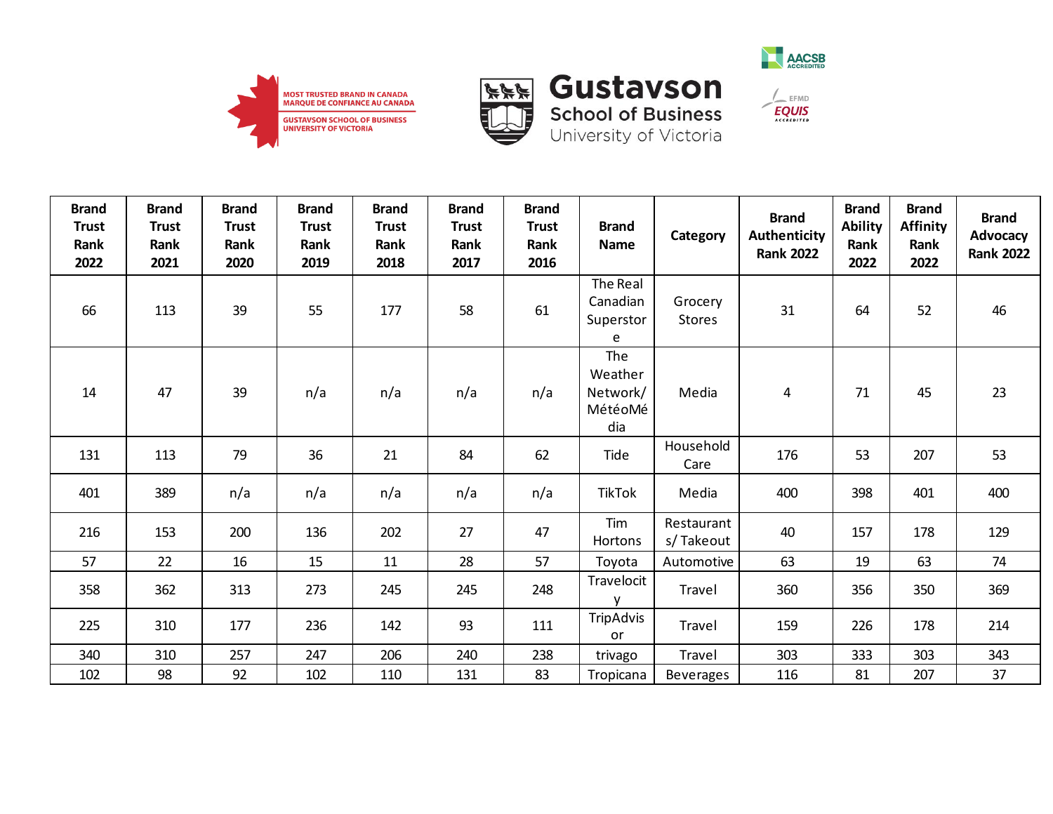| Brand Trust Rank 2022 | Brand Trust Rank 2021 | Brand Trust Rank 2020 | Brand Trust Rank 2019 | Brand Trust Rank 2018 | Brand Trust Rank 2017 | Brand Trust Rank 2016 | Brand Name | Category | Brand Authenticity Rank 2022 | Brand Ability Rank 2022 | Brand Affinity Rank 2022 | Brand Advocacy Rank 2022 |
|---|---|---|---|---|---|---|---|---|---|---|---|---|
| 66 | 113 | 39 | 55 | 177 | 58 | 61 | The Real Canadian Superstore | Grocery Stores | 31 | 64 | 52 | 46 |
| 14 | 47 | 39 | n/a | n/a | n/a | n/a | The Weather Network/ MétéoMédia | Media | 4 | 71 | 45 | 23 |
| 131 | 113 | 79 | 36 | 21 | 84 | 62 | Tide | Household Care | 176 | 53 | 207 | 53 |
| 401 | 389 | n/a | n/a | n/a | n/a | n/a | TikTok | Media | 400 | 398 | 401 | 400 |
| 216 | 153 | 200 | 136 | 202 | 27 | 47 | Tim Hortons | Restaurants/ Takeout | 40 | 157 | 178 | 129 |
| 57 | 22 | 16 | 15 | 11 | 28 | 57 | Toyota | Automotive | 63 | 19 | 63 | 74 |
| 358 | 362 | 313 | 273 | 245 | 245 | 248 | Travelocity | Travel | 360 | 356 | 350 | 369 |
| 225 | 310 | 177 | 236 | 142 | 93 | 111 | TripAdvisor | Travel | 159 | 226 | 178 | 214 |
| 340 | 310 | 257 | 247 | 206 | 240 | 238 | trivago | Travel | 303 | 333 | 303 | 343 |
| 102 | 98 | 92 | 102 | 110 | 131 | 83 | Tropicana | Beverages | 116 | 81 | 207 | 37 |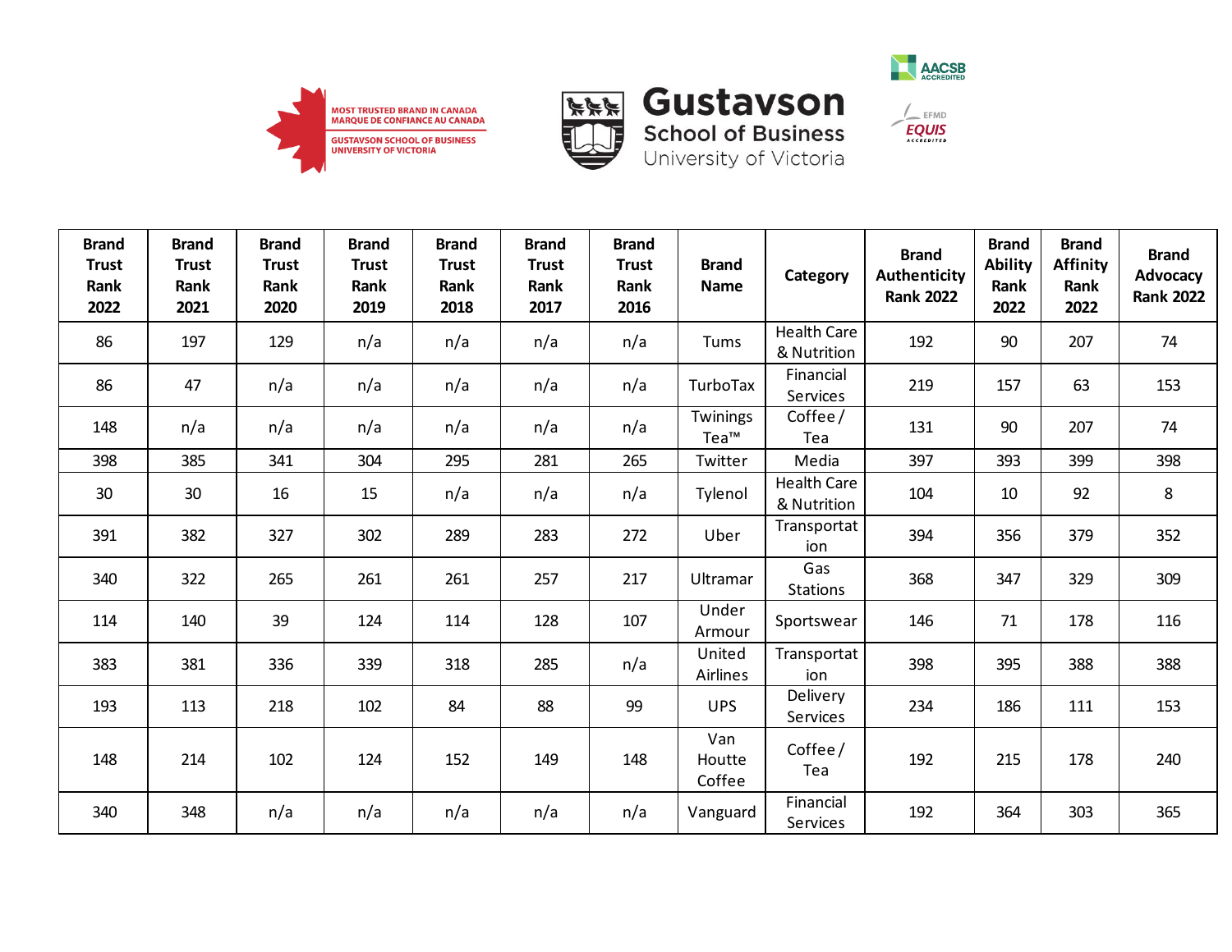| Brand Trust Rank 2022 | Brand Trust Rank 2021 | Brand Trust Rank 2020 | Brand Trust Rank 2019 | Brand Trust Rank 2018 | Brand Trust Rank 2017 | Brand Trust Rank 2016 | Brand Name | Category | Brand Authenticity Rank 2022 | Brand Ability Rank 2022 | Brand Affinity Rank 2022 | Brand Advocacy Rank 2022 |
|---|---|---|---|---|---|---|---|---|---|---|---|---|
| 86 | 197 | 129 | n/a | n/a | n/a | n/a | Tums | Health Care & Nutrition | 192 | 90 | 207 | 74 |
| 86 | 47 | n/a | n/a | n/a | n/a | n/a | TurboTax | Financial Services | 219 | 157 | 63 | 153 |
| 148 | n/a | n/a | n/a | n/a | n/a | n/a | Twinings Tea™ | Coffee / Tea | 131 | 90 | 207 | 74 |
| 398 | 385 | 341 | 304 | 295 | 281 | 265 | Twitter | Media | 397 | 393 | 399 | 398 |
| 30 | 30 | 16 | 15 | n/a | n/a | n/a | Tylenol | Health Care & Nutrition | 104 | 10 | 92 | 8 |
| 391 | 382 | 327 | 302 | 289 | 283 | 272 | Uber | Transportation | 394 | 356 | 379 | 352 |
| 340 | 322 | 265 | 261 | 261 | 257 | 217 | Ultramar | Gas Stations | 368 | 347 | 329 | 309 |
| 114 | 140 | 39 | 124 | 114 | 128 | 107 | Under Armour | Sportswear | 146 | 71 | 178 | 116 |
| 383 | 381 | 336 | 339 | 318 | 285 | n/a | United Airlines | Transportation | 398 | 395 | 388 | 388 |
| 193 | 113 | 218 | 102 | 84 | 88 | 99 | UPS | Delivery Services | 234 | 186 | 111 | 153 |
| 148 | 214 | 102 | 124 | 152 | 149 | 148 | Van Houtte Coffee | Coffee / Tea | 192 | 215 | 178 | 240 |
| 340 | 348 | n/a | n/a | n/a | n/a | n/a | Vanguard | Financial Services | 192 | 364 | 303 | 365 |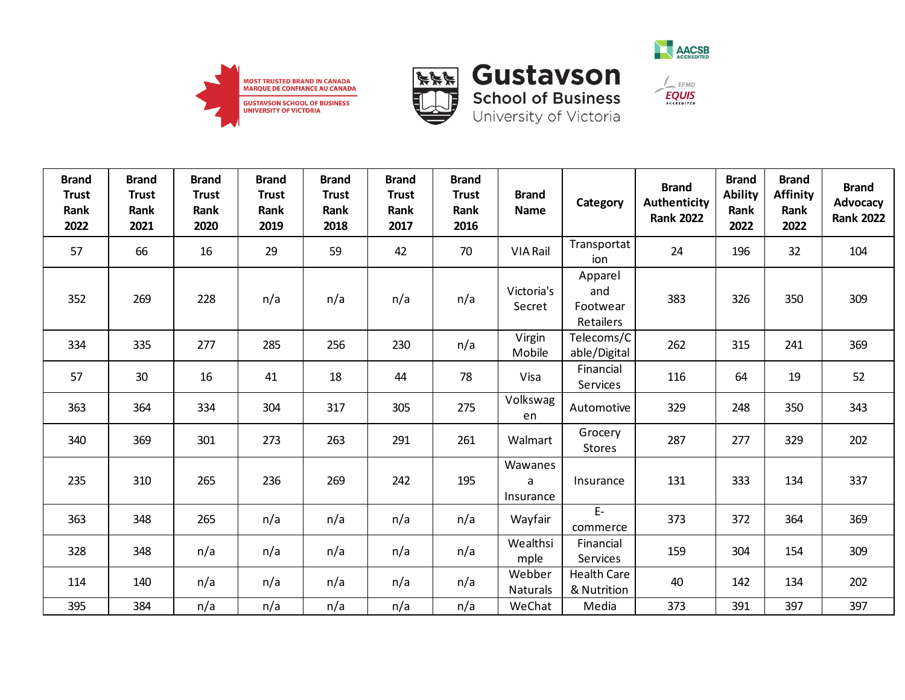| Brand Trust Rank 2022 | Brand Trust Rank 2021 | Brand Trust Rank 2020 | Brand Trust Rank 2019 | Brand Trust Rank 2018 | Brand Trust Rank 2017 | Brand Trust Rank 2016 | Brand Name | Category | Brand Authenticity Rank 2022 | Brand Ability Rank 2022 | Brand Affinity Rank 2022 | Brand Advocacy Rank 2022 |
|---|---|---|---|---|---|---|---|---|---|---|---|---|
| 57 | 66 | 16 | 29 | 59 | 42 | 70 | VIA Rail | Transportation | 24 | 196 | 32 | 104 |
| 352 | 269 | 228 | n/a | n/a | n/a | n/a | Victoria's Secret | Apparel and Footwear Retailers | 383 | 326 | 350 | 309 |
| 334 | 335 | 277 | 285 | 256 | 230 | n/a | Virgin Mobile | Telecoms/Cable/Digital | 262 | 315 | 241 | 369 |
| 57 | 30 | 16 | 41 | 18 | 44 | 78 | Visa | Financial Services | 116 | 64 | 19 | 52 |
| 363 | 364 | 334 | 304 | 317 | 305 | 275 | Volkswagen | Automotive | 329 | 248 | 350 | 343 |
| 340 | 369 | 301 | 273 | 263 | 291 | 261 | Walmart | Grocery Stores | 287 | 277 | 329 | 202 |
| 235 | 310 | 265 | 236 | 269 | 242 | 195 | Wawanesa Insurance | Insurance | 131 | 333 | 134 | 337 |
| 363 | 348 | 265 | n/a | n/a | n/a | n/a | Wayfair | E-commerce | 373 | 372 | 364 | 369 |
| 328 | 348 | n/a | n/a | n/a | n/a | n/a | Wealthsimple | Financial Services | 159 | 304 | 154 | 309 |
| 114 | 140 | n/a | n/a | n/a | n/a | n/a | Webber Naturals | Health Care & Nutrition | 40 | 142 | 134 | 202 |
| 395 | 384 | n/a | n/a | n/a | n/a | n/a | WeChat | Media | 373 | 391 | 397 | 397 |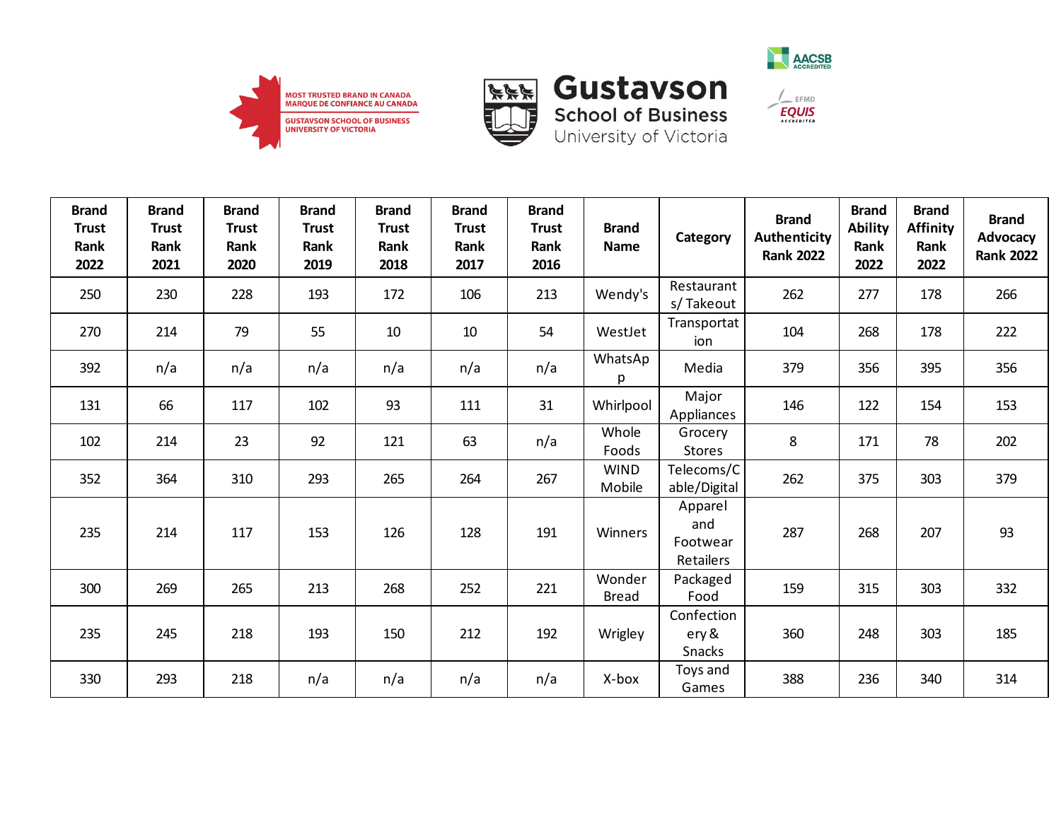| Brand Trust Rank 2022 | Brand Trust Rank 2021 | Brand Trust Rank 2020 | Brand Trust Rank 2019 | Brand Trust Rank 2018 | Brand Trust Rank 2017 | Brand Trust Rank 2016 | Brand Name | Category | Brand Authenticity Rank 2022 | Brand Ability Rank 2022 | Brand Affinity Rank 2022 | Brand Advocacy Rank 2022 |
|---|---|---|---|---|---|---|---|---|---|---|---|---|
| 250 | 230 | 228 | 193 | 172 | 106 | 213 | Wendy's | Restaurants/ Takeout | 262 | 277 | 178 | 266 |
| 270 | 214 | 79 | 55 | 10 | 10 | 54 | WestJet | Transportation | 104 | 268 | 178 | 222 |
| 392 | n/a | n/a | n/a | n/a | n/a | n/a | WhatsApp | Media | 379 | 356 | 395 | 356 |
| 131 | 66 | 117 | 102 | 93 | 111 | 31 | Whirlpool | Major Appliances | 146 | 122 | 154 | 153 |
| 102 | 214 | 23 | 92 | 121 | 63 | n/a | Whole Foods | Grocery Stores | 8 | 171 | 78 | 202 |
| 352 | 364 | 310 | 293 | 265 | 264 | 267 | WIND Mobile | Telecoms/Cable/Digital | 262 | 375 | 303 | 379 |
| 235 | 214 | 117 | 153 | 126 | 128 | 191 | Winners | Apparel and Footwear Retailers | 287 | 268 | 207 | 93 |
| 300 | 269 | 265 | 213 | 268 | 252 | 221 | Wonder Bread | Packaged Food | 159 | 315 | 303 | 332 |
| 235 | 245 | 218 | 193 | 150 | 212 | 192 | Wrigley | Confectionery & Snacks | 360 | 248 | 303 | 185 |
| 330 | 293 | 218 | n/a | n/a | n/a | n/a | X-box | Toys and Games | 388 | 236 | 340 | 314 |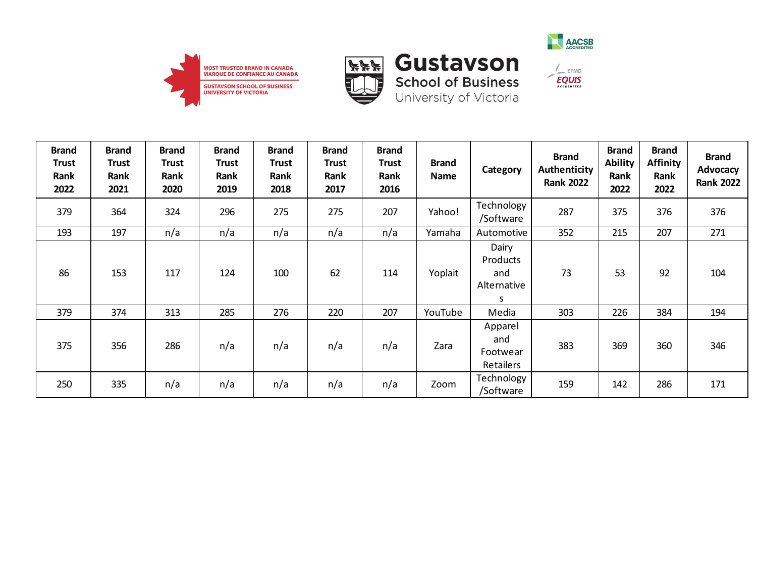MOST TRUSTED BRAND IN CANADA
MARQUE DE CONFIANCE AU CANADA
GUSTAVSON SCHOOL OF BUSINESS
UNIVERSITY OF VICTORIA

Gustavson
School of Business
University of Victoria

AACSB ACCREDITED

EFMD EQUIS ACCREDITED

| Brand Trust Rank 2022 | Brand Trust Rank 2021 | Brand Trust Rank 2020 | Brand Trust Rank 2019 | Brand Trust Rank 2018 | Brand Trust Rank 2017 | Brand Trust Rank 2016 | Brand Name | Category | Brand Authenticity Rank 2022 | Brand Ability Rank 2022 | Brand Affinity Rank 2022 | Brand Advocacy Rank 2022 |
|---|---|---|---|---|---|---|---|---|---|---|---|---|
| 379 | 364 | 324 | 296 | 275 | 275 | 207 | Yahoo! | Technology /Software | 287 | 375 | 376 | 376 |
| 193 | 197 | n/a | n/a | n/a | n/a | n/a | Yamaha | Automotive | 352 | 215 | 207 | 271 |
| 86 | 153 | 117 | 124 | 100 | 62 | 114 | Yoplait | Dairy Products and Alternatives | 73 | 53 | 92 | 104 |
| 379 | 374 | 313 | 285 | 276 | 220 | 207 | YouTube | Media | 303 | 226 | 384 | 194 |
| 375 | 356 | 286 | n/a | n/a | n/a | n/a | Zara | Apparel and Footwear Retailers | 383 | 369 | 360 | 346 |
| 250 | 335 | n/a | n/a | n/a | n/a | n/a | Zoom | Technology /Software | 159 | 142 | 286 | 171 |